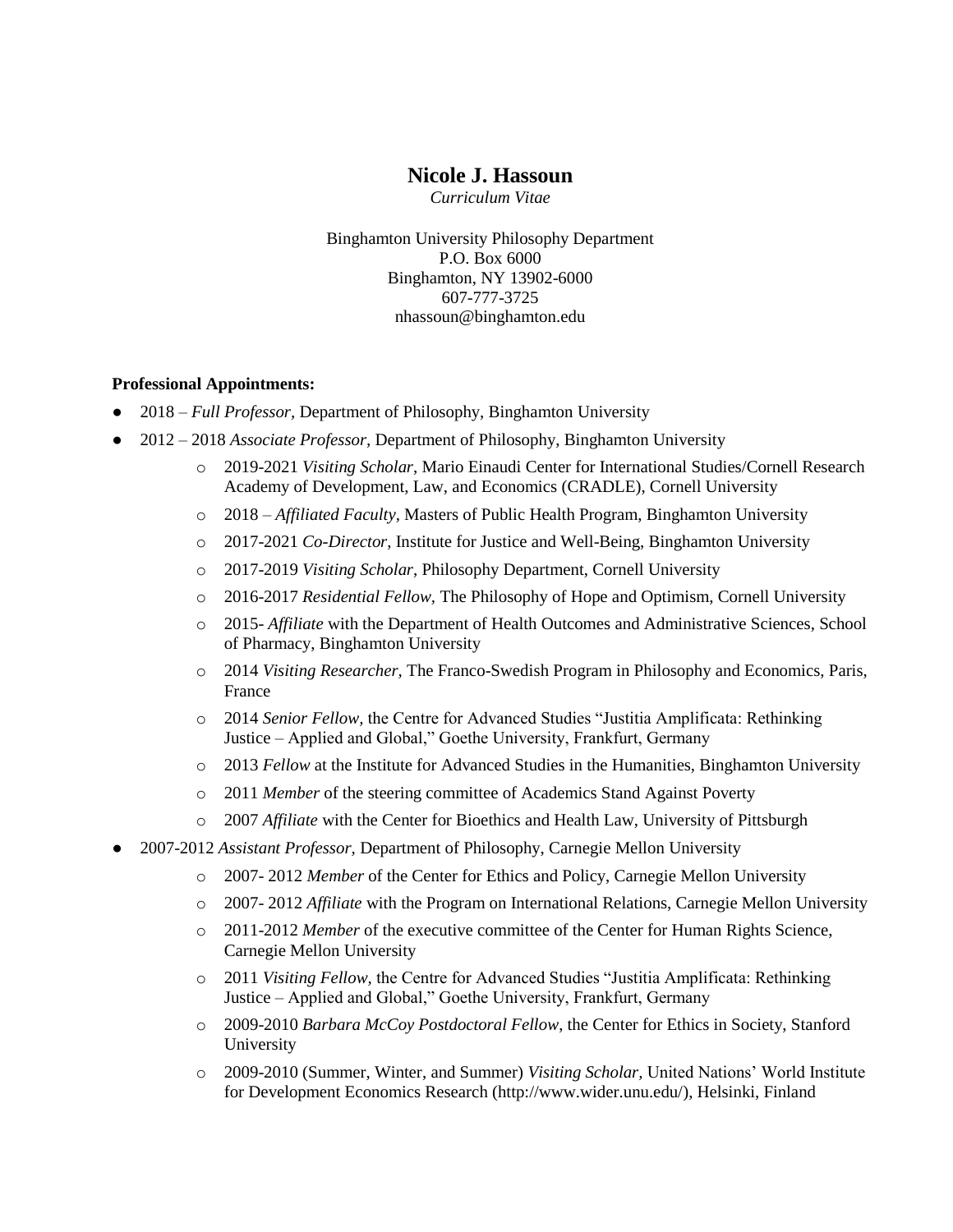# Nicole J. Hassoun

*Curriculum Vitae*

Binghamton University Philosophy Department
P.O. Box 6000
Binghamton, NY 13902-6000
607-777-3725
nhassoun@binghamton.edu

**Professional Appointments:**

- 2018 – *Full Professor,* Department of Philosophy, Binghamton University
- 2012 – 2018 *Associate Professor,* Department of Philosophy, Binghamton University
    - 2019-2021 *Visiting Scholar*, Mario Einaudi Center for International Studies/Cornell Research Academy of Development, Law, and Economics (CRADLE), Cornell University
    - 2018 – *Affiliated Faculty,* Masters of Public Health Program, Binghamton University
    - 2017-2021 *Co-Director*, Institute for Justice and Well-Being, Binghamton University
    - 2017-2019 *Visiting Scholar*, Philosophy Department, Cornell University
    - 2016-2017 *Residential Fellow,* The Philosophy of Hope and Optimism, Cornell University
    - 2015- *Affiliate* with the Department of Health Outcomes and Administrative Sciences, School of Pharmacy, Binghamton University
    - 2014 *Visiting Researcher,* The Franco-Swedish Program in Philosophy and Economics, Paris, France
    - 2014 *Senior Fellow,* the Centre for Advanced Studies "Justitia Amplificata: Rethinking Justice – Applied and Global," Goethe University, Frankfurt, Germany
    - 2013 *Fellow* at the Institute for Advanced Studies in the Humanities, Binghamton University
    - 2011 *Member* of the steering committee of Academics Stand Against Poverty
    - 2007 *Affiliate* with the Center for Bioethics and Health Law, University of Pittsburgh
- 2007-2012 *Assistant Professor,* Department of Philosophy, Carnegie Mellon University
    - 2007- 2012 *Member* of the Center for Ethics and Policy, Carnegie Mellon University
    - 2007- 2012 *Affiliate* with the Program on International Relations, Carnegie Mellon University
    - 2011-2012 *Member* of the executive committee of the Center for Human Rights Science, Carnegie Mellon University
    - 2011 *Visiting Fellow,* the Centre for Advanced Studies "Justitia Amplificata: Rethinking Justice – Applied and Global," Goethe University, Frankfurt, Germany
    - 2009-2010 *Barbara McCoy Postdoctoral Fellow*, the Center for Ethics in Society, Stanford University
    - 2009-2010 (Summer, Winter, and Summer) *Visiting Scholar,* United Nations' World Institute for Development Economics Research (http://www.wider.unu.edu/), Helsinki, Finland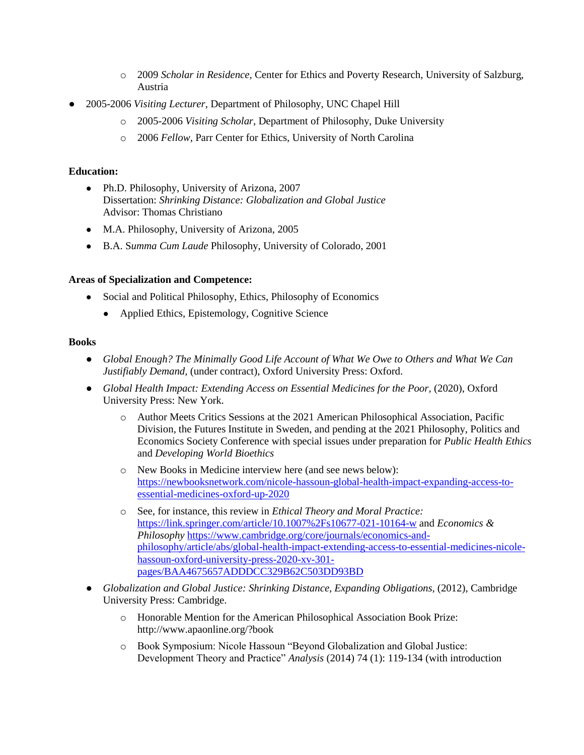- 2009 *Scholar in Residence*, Center for Ethics and Poverty Research, University of Salzburg, Austria
- 2005-2006 *Visiting Lecturer*, Department of Philosophy, UNC Chapel Hill
    - 2005-2006 *Visiting Scholar*, Department of Philosophy, Duke University
    - 2006 *Fellow*, Parr Center for Ethics, University of North Carolina

**Education:**

- Ph.D. Philosophy, University of Arizona, 2007
  Dissertation: *Shrinking Distance: Globalization and Global Justice*
  Advisor: Thomas Christiano
- M.A. Philosophy, University of Arizona, 2005
- B.A. S*umma Cum Laude* Philosophy, University of Colorado, 2001

**Areas of Specialization and Competence:**

- Social and Political Philosophy, Ethics, Philosophy of Economics
    - Applied Ethics, Epistemology, Cognitive Science

**Books**

- *Global Enough? The Minimally Good Life Account of What We Owe to Others and What We Can Justifiably Demand,* (under contract), Oxford University Press: Oxford.
- *Global Health Impact: Extending Access on Essential Medicines for the Poor*, (2020), Oxford University Press: New York.
    - Author Meets Critics Sessions at the 2021 American Philosophical Association, Pacific Division, the Futures Institute in Sweden, and pending at the 2021 Philosophy, Politics and Economics Society Conference with special issues under preparation for *Public Health Ethics* and *Developing World Bioethics*
    - New Books in Medicine interview here (and see news below): https://newbooksnetwork.com/nicole-hassoun-global-health-impact-expanding-access-to-essential-medicines-oxford-up-2020
    - See, for instance, this review in *Ethical Theory and Moral Practice:* https://link.springer.com/article/10.1007%2Fs10677-021-10164-w and *Economics & Philosophy* https://www.cambridge.org/core/journals/economics-and-philosophy/article/abs/global-health-impact-extending-access-to-essential-medicines-nicole-hassoun-oxford-university-press-2020-xv-301-pages/BAA4675657ADDDCC329B62C503DD93BD
- *Globalization and Global Justice: Shrinking Distance, Expanding Obligations,* (2012), Cambridge University Press: Cambridge.
    - Honorable Mention for the American Philosophical Association Book Prize: http://www.apaonline.org/?book
    - Book Symposium: Nicole Hassoun "Beyond Globalization and Global Justice: Development Theory and Practice" *Analysis* (2014) 74 (1): 119-134 (with introduction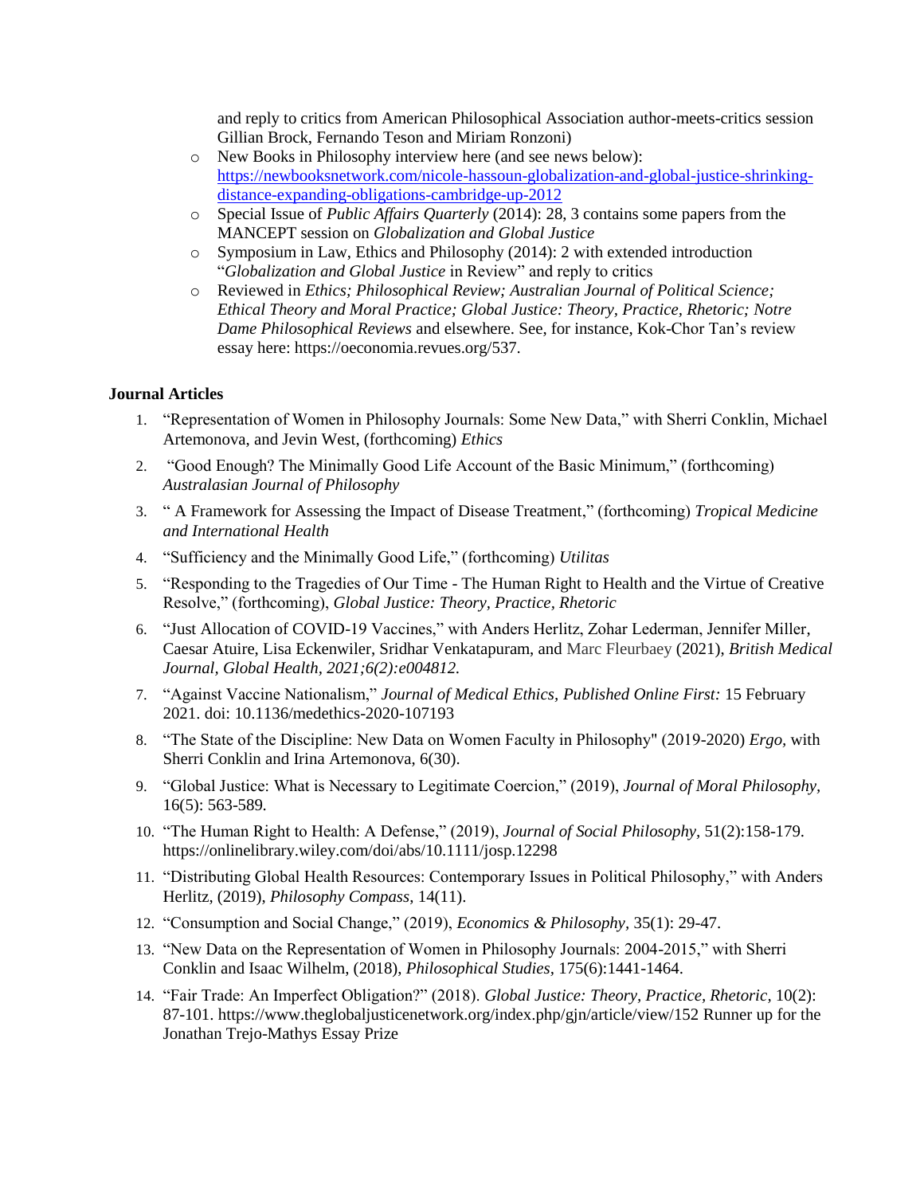and reply to critics from American Philosophical Association author-meets-critics session Gillian Brock, Fernando Teson and Miriam Ronzoni)

- New Books in Philosophy interview here (and see news below): [https://newbooksnetwork.com/nicole-hassoun-globalization-and-global-justice-shrinking-distance-expanding-obligations-cambridge-up-2012](https://newbooksnetwork.com/nicole-hassoun-globalization-and-global-justice-shrinking-distance-expanding-obligations-cambridge-up-2012)
- Special Issue of *Public Affairs Quarterly* (2014): 28, 3 contains some papers from the MANCEPT session on *Globalization and Global Justice*
- Symposium in Law, Ethics and Philosophy (2014): 2 with extended introduction "*Globalization and Global Justice* in Review" and reply to critics
- Reviewed in *Ethics; Philosophical Review; Australian Journal of Political Science; Ethical Theory and Moral Practice; Global Justice: Theory, Practice, Rhetoric; Notre Dame Philosophical Reviews* and elsewhere. See, for instance, Kok-Chor Tan's review essay here: https://oeconomia.revues.org/537.

**Journal Articles**

1. "Representation of Women in Philosophy Journals: Some New Data," with Sherri Conklin, Michael Artemonova, and Jevin West, (forthcoming) *Ethics*
2. "Good Enough? The Minimally Good Life Account of the Basic Minimum," (forthcoming) *Australasian Journal of Philosophy*
3. " A Framework for Assessing the Impact of Disease Treatment," (forthcoming) *Tropical Medicine and International Health*
4. "Sufficiency and the Minimally Good Life," (forthcoming) *Utilitas*
5. "Responding to the Tragedies of Our Time - The Human Right to Health and the Virtue of Creative Resolve," (forthcoming), *Global Justice: Theory, Practice, Rhetoric*
6. "Just Allocation of COVID-19 Vaccines," with Anders Herlitz, Zohar Lederman, Jennifer Miller, Caesar Atuire, Lisa Eckenwiler, Sridhar Venkatapuram, and Marc Fleurbaey (2021), *British Medical Journal, Global Health, 2021;6(2):e004812.*
7. "Against Vaccine Nationalism," *Journal of Medical Ethics, Published Online First:* 15 February 2021. doi: 10.1136/medethics-2020-107193
8. "The State of the Discipline: New Data on Women Faculty in Philosophy" (2019-2020) *Ergo*, with Sherri Conklin and Irina Artemonova, 6(30).
9. "Global Justice: What is Necessary to Legitimate Coercion," (2019), *Journal of Moral Philosophy,* 16(5): 563-589.
10. "The Human Right to Health: A Defense," (2019), *Journal of Social Philosophy,* 51(2):158-179. https://onlinelibrary.wiley.com/doi/abs/10.1111/josp.12298
11. "Distributing Global Health Resources: Contemporary Issues in Political Philosophy," with Anders Herlitz, (2019), *Philosophy Compass*, 14(11).
12. "Consumption and Social Change," (2019), *Economics & Philosophy,* 35(1): 29-47.
13. "New Data on the Representation of Women in Philosophy Journals: 2004-2015," with Sherri Conklin and Isaac Wilhelm, (2018), *Philosophical Studies,* 175(6):1441-1464.
14. "Fair Trade: An Imperfect Obligation?" (2018). *Global Justice: Theory, Practice, Rhetoric,* 10(2): 87-101. https://www.theglobaljusticenetwork.org/index.php/gjn/article/view/152 Runner up for the Jonathan Trejo-Mathys Essay Prize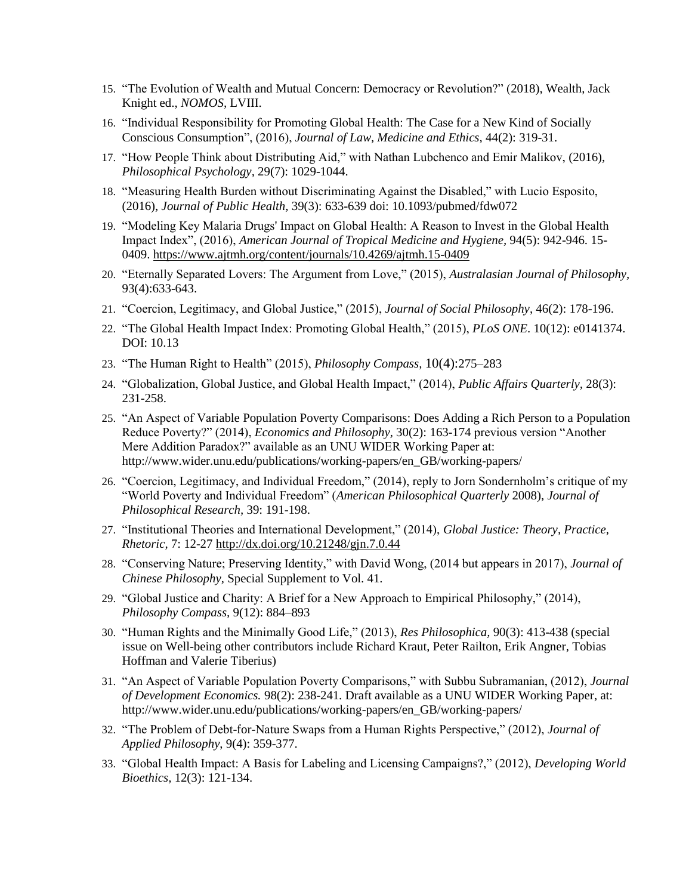15. "The Evolution of Wealth and Mutual Concern: Democracy or Revolution?" (2018), Wealth, Jack Knight ed., *NOMOS*, LVIII.
16. "Individual Responsibility for Promoting Global Health: The Case for a New Kind of Socially Conscious Consumption", (2016), *Journal of Law, Medicine and Ethics,* 44(2): 319-31.
17. "How People Think about Distributing Aid," with Nathan Lubchenco and Emir Malikov, (2016), *Philosophical Psychology*, 29(7): 1029-1044.
18. "Measuring Health Burden without Discriminating Against the Disabled," with Lucio Esposito, (2016), *Journal of Public Health,* 39(3): 633-639 doi: 10.1093/pubmed/fdw072
19. "Modeling Key Malaria Drugs' Impact on Global Health: A Reason to Invest in the Global Health Impact Index", (2016), *American Journal of Tropical Medicine and Hygiene,* 94(5): 942-946. 15-0409. https://www.ajtmh.org/content/journals/10.4269/ajtmh.15-0409
20. "Eternally Separated Lovers: The Argument from Love," (2015), *Australasian Journal of Philosophy,* 93(4):633-643.
21. "Coercion, Legitimacy, and Global Justice," (2015), *Journal of Social Philosophy*, 46(2): 178-196.
22. "The Global Health Impact Index: Promoting Global Health," (2015), *PLoS ONE*. 10(12): e0141374. DOI: 10.13
23. "The Human Right to Health" (2015), *Philosophy Compass,* 10(4):275–283
24. "Globalization, Global Justice, and Global Health Impact," (2014), *Public Affairs Quarterly*, 28(3): 231-258.
25. "An Aspect of Variable Population Poverty Comparisons: Does Adding a Rich Person to a Population Reduce Poverty?" (2014), *Economics and Philosophy,* 30(2): 163-174 previous version "Another Mere Addition Paradox?" available as an UNU WIDER Working Paper at: http://www.wider.unu.edu/publications/working-papers/en_GB/working-papers/
26. "Coercion, Legitimacy, and Individual Freedom," (2014), reply to Jorn Sondernholm's critique of my "World Poverty and Individual Freedom" (*American Philosophical Quarterly* 2008), *Journal of Philosophical Research,* 39: 191-198.
27. "Institutional Theories and International Development," (2014), *Global Justice: Theory, Practice, Rhetoric,* 7: 12-27 http://dx.doi.org/10.21248/gjn.7.0.44
28. "Conserving Nature; Preserving Identity," with David Wong, (2014 but appears in 2017), *Journal of Chinese Philosophy*, Special Supplement to Vol. 41.
29. "Global Justice and Charity: A Brief for a New Approach to Empirical Philosophy," (2014), *Philosophy Compass*, 9(12): 884–893
30. "Human Rights and the Minimally Good Life," (2013), *Res Philosophica,* 90(3): 413-438 (special issue on Well-being other contributors include Richard Kraut, Peter Railton, Erik Angner, Tobias Hoffman and Valerie Tiberius)
31. "An Aspect of Variable Population Poverty Comparisons," with Subbu Subramanian, (2012), *Journal of Development Economics.* 98(2): 238-241. Draft available as a UNU WIDER Working Paper, at: http://www.wider.unu.edu/publications/working-papers/en_GB/working-papers/
32. "The Problem of Debt-for-Nature Swaps from a Human Rights Perspective," (2012), *Journal of Applied Philosophy*, 9(4): 359-377.
33. "Global Health Impact: A Basis for Labeling and Licensing Campaigns?," (2012), *Developing World Bioethics,* 12(3): 121-134.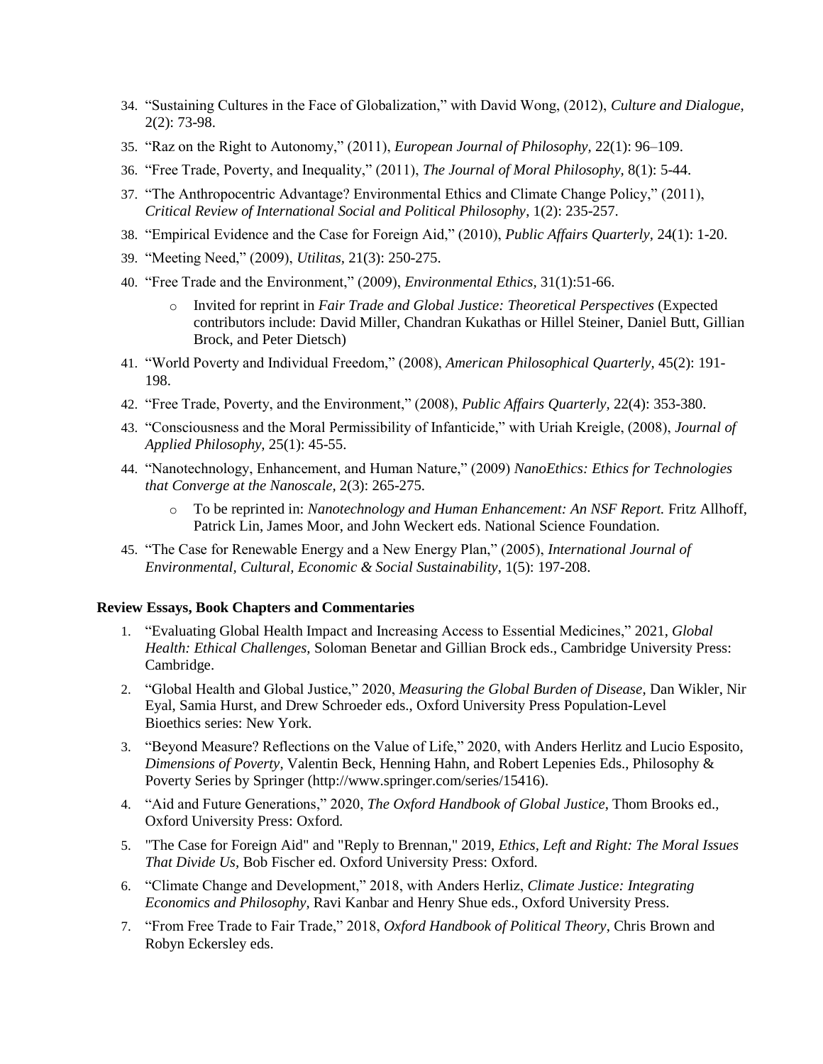34. "Sustaining Cultures in the Face of Globalization," with David Wong, (2012), *Culture and Dialogue,* 2(2): 73-98.
35. "Raz on the Right to Autonomy," (2011), *European Journal of Philosophy,* 22(1): 96–109.
36. "Free Trade, Poverty, and Inequality," (2011), *The Journal of Moral Philosophy,* 8(1): 5-44.
37. "The Anthropocentric Advantage? Environmental Ethics and Climate Change Policy," (2011), *Critical Review of International Social and Political Philosophy*, 1(2): 235-257.
38. "Empirical Evidence and the Case for Foreign Aid," (2010), *Public Affairs Quarterly,* 24(1): 1-20.
39. "Meeting Need," (2009), *Utilitas,* 21(3): 250-275.
40. "Free Trade and the Environment," (2009), *Environmental Ethics,* 31(1):51-66.
    - Invited for reprint in *Fair Trade and Global Justice: Theoretical Perspectives* (Expected contributors include: David Miller, Chandran Kukathas or Hillel Steiner, Daniel Butt, Gillian Brock, and Peter Dietsch)
41. "World Poverty and Individual Freedom," (2008), *American Philosophical Quarterly,* 45(2): 191-198.
42. "Free Trade, Poverty, and the Environment," (2008), *Public Affairs Quarterly,* 22(4): 353-380.
43. "Consciousness and the Moral Permissibility of Infanticide," with Uriah Kreigle, (2008), *Journal of Applied Philosophy,* 25(1): 45-55.
44. "Nanotechnology, Enhancement, and Human Nature," (2009) *NanoEthics: Ethics for Technologies that Converge at the Nanoscale,* 2(3): 265-275.
    - To be reprinted in: *Nanotechnology and Human Enhancement: An NSF Report.* Fritz Allhoff, Patrick Lin, James Moor, and John Weckert eds. National Science Foundation.
45. "The Case for Renewable Energy and a New Energy Plan," (2005), *International Journal of Environmental, Cultural, Economic & Social Sustainability*, 1(5): 197-208.

**Review Essays, Book Chapters and Commentaries**

1. "Evaluating Global Health Impact and Increasing Access to Essential Medicines," 2021, *Global Health: Ethical Challenges,* Soloman Benetar and Gillian Brock eds., Cambridge University Press: Cambridge.
2. "Global Health and Global Justice," 2020, *Measuring the Global Burden of Disease*, Dan Wikler, Nir Eyal, Samia Hurst, and Drew Schroeder eds., Oxford University Press Population-Level Bioethics series: New York.
3. "Beyond Measure? Reflections on the Value of Life," 2020, with Anders Herlitz and Lucio Esposito, *Dimensions of Poverty*, Valentin Beck, Henning Hahn, and Robert Lepenies Eds., Philosophy & Poverty Series by Springer (http://www.springer.com/series/15416).
4. "Aid and Future Generations," 2020, *The Oxford Handbook of Global Justice*, Thom Brooks ed., Oxford University Press: Oxford.
5. "The Case for Foreign Aid" and "Reply to Brennan," 2019, *Ethics, Left and Right: The Moral Issues That Divide Us*, Bob Fischer ed. Oxford University Press: Oxford.
6. "Climate Change and Development," 2018, with Anders Herliz, *Climate Justice: Integrating Economics and Philosophy*, Ravi Kanbar and Henry Shue eds., Oxford University Press.
7. "From Free Trade to Fair Trade," 2018, *Oxford Handbook of Political Theory*, Chris Brown and Robyn Eckersley eds.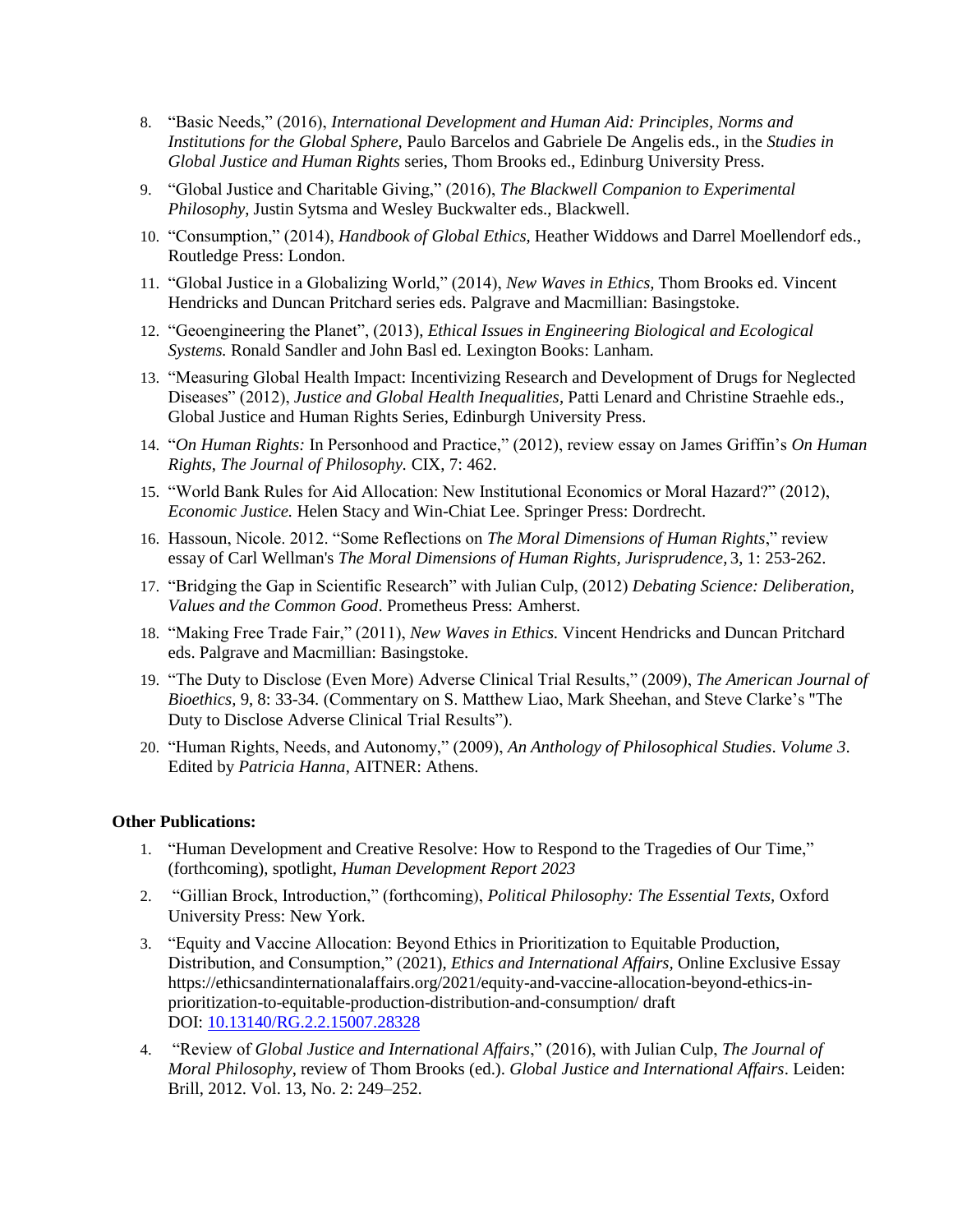8. "Basic Needs," (2016), *International Development and Human Aid: Principles, Norms and Institutions for the Global Sphere*, Paulo Barcelos and Gabriele De Angelis eds., in the *Studies in Global Justice and Human Rights* series, Thom Brooks ed., Edinburg University Press.
9. "Global Justice and Charitable Giving," (2016), *The Blackwell Companion to Experimental Philosophy*, Justin Sytsma and Wesley Buckwalter eds., Blackwell.
10. "Consumption," (2014), *Handbook of Global Ethics*, Heather Widdows and Darrel Moellendorf eds., Routledge Press: London.
11. "Global Justice in a Globalizing World," (2014), *New Waves in Ethics*, Thom Brooks ed. Vincent Hendricks and Duncan Pritchard series eds. Palgrave and Macmillian: Basingstoke.
12. "Geoengineering the Planet", (2013), *Ethical Issues in Engineering Biological and Ecological Systems.* Ronald Sandler and John Basl ed. Lexington Books: Lanham.
13. "Measuring Global Health Impact: Incentivizing Research and Development of Drugs for Neglected Diseases" (2012), *Justice and Global Health Inequalities*, Patti Lenard and Christine Straehle eds., Global Justice and Human Rights Series, Edinburgh University Press.
14. "*On Human Rights:* In Personhood and Practice," (2012), review essay on James Griffin's *On Human Rights*, *The Journal of Philosophy.* CIX, 7: 462.
15. "World Bank Rules for Aid Allocation: New Institutional Economics or Moral Hazard?" (2012), *Economic Justice.* Helen Stacy and Win-Chiat Lee. Springer Press: Dordrecht.
16. Hassoun, Nicole. 2012. "Some Reflections on *The Moral Dimensions of Human Rights*," review essay of Carl Wellman's *The Moral Dimensions of Human Rights, Jurisprudence*, 3, 1: 253-262.
17. "Bridging the Gap in Scientific Research" with Julian Culp, (2012) *Debating Science: Deliberation, Values and the Common Good*. Prometheus Press: Amherst.
18. "Making Free Trade Fair," (2011), *New Waves in Ethics.* Vincent Hendricks and Duncan Pritchard eds. Palgrave and Macmillian: Basingstoke.
19. "The Duty to Disclose (Even More) Adverse Clinical Trial Results," (2009), *The American Journal of Bioethics*, 9, 8: 33-34. (Commentary on S. Matthew Liao, Mark Sheehan, and Steve Clarke's "The Duty to Disclose Adverse Clinical Trial Results").
20. "Human Rights, Needs, and Autonomy," (2009), *An Anthology of Philosophical Studies*. *Volume 3*. Edited by *Patricia Hanna*, AITNER: Athens.

**Other Publications:**

1. "Human Development and Creative Resolve: How to Respond to the Tragedies of Our Time," (forthcoming), spotlight, *Human Development Report 2023*
2. "Gillian Brock, Introduction," (forthcoming), *Political Philosophy: The Essential Texts,* Oxford University Press: New York.
3. "Equity and Vaccine Allocation: Beyond Ethics in Prioritization to Equitable Production, Distribution, and Consumption," (2021), *Ethics and International Affairs,* Online Exclusive Essay https://ethicsandinternationalaffairs.org/2021/equity-and-vaccine-allocation-beyond-ethics-in-prioritization-to-equitable-production-distribution-and-consumption/ draft DOI: [10.13140/RG.2.2.15007.28328](https://doi.org/10.13140/RG.2.2.15007.28328)
4. "Review of *Global Justice and International Affairs*," (2016), with Julian Culp, *The Journal of Moral Philosophy*, review of Thom Brooks (ed.). *Global Justice and International Affairs*. Leiden: Brill, 2012. Vol. 13, No. 2: 249–252.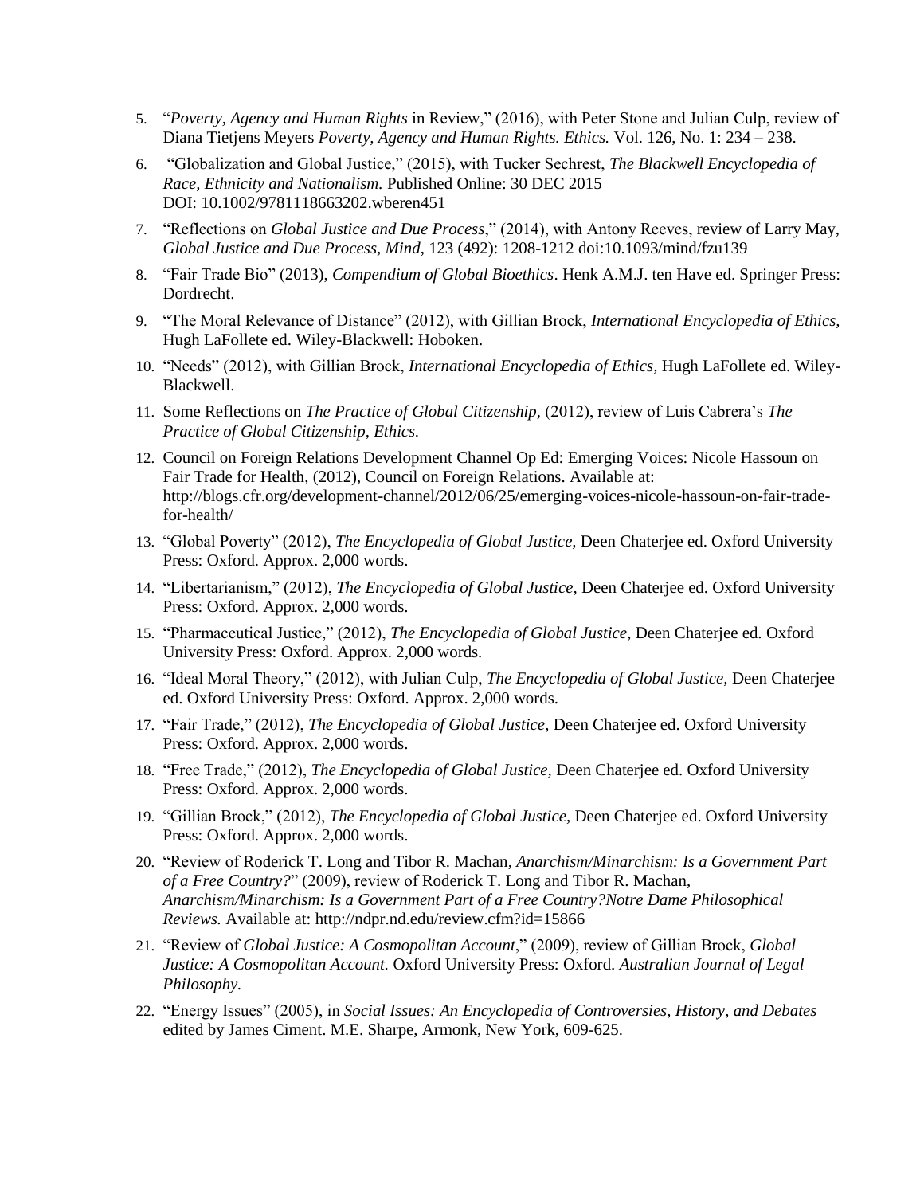5. "*Poverty, Agency and Human Rights* in Review," (2016), with Peter Stone and Julian Culp, review of Diana Tietjens Meyers *Poverty, Agency and Human Rights. Ethics.* Vol. 126, No. 1: 234 – 238.
6. "Globalization and Global Justice," (2015), with Tucker Sechrest, *The Blackwell Encyclopedia of Race, Ethnicity and Nationalism.* Published Online: 30 DEC 2015 DOI: 10.1002/9781118663202.wberen451
7. "Reflections on *Global Justice and Due Process*," (2014), with Antony Reeves, review of Larry May, *Global Justice and Due Process*, *Mind*, 123 (492): 1208-1212 doi:10.1093/mind/fzu139
8. "Fair Trade Bio" (2013), *Compendium of Global Bioethics*. Henk A.M.J. ten Have ed. Springer Press: Dordrecht.
9. "The Moral Relevance of Distance" (2012), with Gillian Brock, *International Encyclopedia of Ethics,* Hugh LaFollete ed. Wiley-Blackwell: Hoboken.
10. "Needs" (2012), with Gillian Brock, *International Encyclopedia of Ethics,* Hugh LaFollete ed. Wiley-Blackwell.
11. Some Reflections on *The Practice of Global Citizenship,* (2012), review of Luis Cabrera's *The Practice of Global Citizenship, Ethics.*
12. Council on Foreign Relations Development Channel Op Ed: Emerging Voices: Nicole Hassoun on Fair Trade for Health, (2012), Council on Foreign Relations. Available at: http://blogs.cfr.org/development-channel/2012/06/25/emerging-voices-nicole-hassoun-on-fair-trade-for-health/
13. "Global Poverty" (2012), *The Encyclopedia of Global Justice,* Deen Chaterjee ed. Oxford University Press: Oxford. Approx. 2,000 words.
14. "Libertarianism," (2012), *The Encyclopedia of Global Justice,* Deen Chaterjee ed. Oxford University Press: Oxford. Approx. 2,000 words.
15. "Pharmaceutical Justice," (2012), *The Encyclopedia of Global Justice,* Deen Chaterjee ed. Oxford University Press: Oxford. Approx. 2,000 words.
16. "Ideal Moral Theory," (2012), with Julian Culp, *The Encyclopedia of Global Justice,* Deen Chaterjee ed. Oxford University Press: Oxford. Approx. 2,000 words.
17. "Fair Trade," (2012), *The Encyclopedia of Global Justice,* Deen Chaterjee ed. Oxford University Press: Oxford. Approx. 2,000 words.
18. "Free Trade," (2012), *The Encyclopedia of Global Justice,* Deen Chaterjee ed. Oxford University Press: Oxford. Approx. 2,000 words.
19. "Gillian Brock," (2012), *The Encyclopedia of Global Justice,* Deen Chaterjee ed. Oxford University Press: Oxford. Approx. 2,000 words.
20. "Review of Roderick T. Long and Tibor R. Machan, *Anarchism/Minarchism: Is a Government Part of a Free Country?*" (2009), review of Roderick T. Long and Tibor R. Machan, *Anarchism/Minarchism: Is a Government Part of a Free Country?Notre Dame Philosophical Reviews.* Available at: http://ndpr.nd.edu/review.cfm?id=15866
21. "Review of *Global Justice: A Cosmopolitan Account*," (2009), review of Gillian Brock, *Global Justice: A Cosmopolitan Account.* Oxford University Press: Oxford. *Australian Journal of Legal Philosophy.*
22. "Energy Issues" (2005), in *Social Issues: An Encyclopedia of Controversies, History, and Debates* edited by James Ciment. M.E. Sharpe, Armonk, New York, 609-625.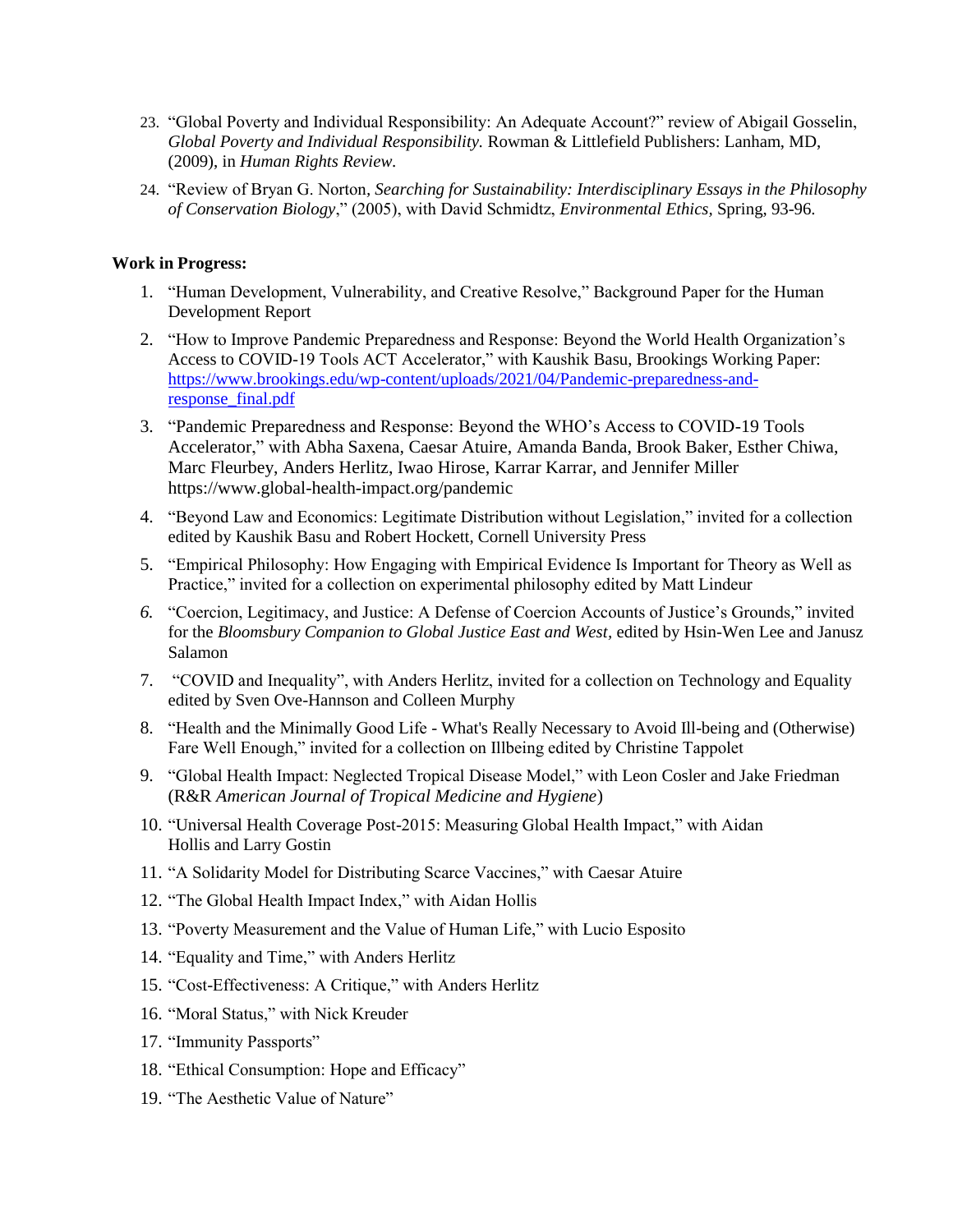23. "Global Poverty and Individual Responsibility: An Adequate Account?" review of Abigail Gosselin, *Global Poverty and Individual Responsibility.* Rowman & Littlefield Publishers: Lanham, MD, (2009), in *Human Rights Review.*
24. "Review of Bryan G. Norton, *Searching for Sustainability: Interdisciplinary Essays in the Philosophy of Conservation Biology*," (2005), with David Schmidtz, *Environmental Ethics*, Spring, 93-96.

**Work in Progress:**

1. "Human Development, Vulnerability, and Creative Resolve," Background Paper for the Human Development Report
2. "How to Improve Pandemic Preparedness and Response: Beyond the World Health Organization's Access to COVID-19 Tools ACT Accelerator," with Kaushik Basu, Brookings Working Paper: [https://www.brookings.edu/wp-content/uploads/2021/04/Pandemic-preparedness-and-response_final.pdf](https://www.brookings.edu/wp-content/uploads/2021/04/Pandemic-preparedness-and-response_final.pdf)
3. "Pandemic Preparedness and Response: Beyond the WHO's Access to COVID-19 Tools Accelerator," with Abha Saxena, Caesar Atuire, Amanda Banda, Brook Baker, Esther Chiwa, Marc Fleurbey, Anders Herlitz, Iwao Hirose, Karrar Karrar, and Jennifer Miller https://www.global-health-impact.org/pandemic
4. "Beyond Law and Economics: Legitimate Distribution without Legislation," invited for a collection edited by Kaushik Basu and Robert Hockett, Cornell University Press
5. "Empirical Philosophy: How Engaging with Empirical Evidence Is Important for Theory as Well as Practice," invited for a collection on experimental philosophy edited by Matt Lindeur
6. "Coercion, Legitimacy, and Justice: A Defense of Coercion Accounts of Justice's Grounds," invited for the *Bloomsbury Companion to Global Justice East and West,* edited by Hsin-Wen Lee and Janusz Salamon
7. "COVID and Inequality", with Anders Herlitz, invited for a collection on Technology and Equality edited by Sven Ove-Hannson and Colleen Murphy
8. "Health and the Minimally Good Life - What's Really Necessary to Avoid Ill-being and (Otherwise) Fare Well Enough," invited for a collection on Illbeing edited by Christine Tappolet
9. "Global Health Impact: Neglected Tropical Disease Model," with Leon Cosler and Jake Friedman (R&R *American Journal of Tropical Medicine and Hygiene*)
10. "Universal Health Coverage Post-2015: Measuring Global Health Impact," with Aidan Hollis and Larry Gostin
11. "A Solidarity Model for Distributing Scarce Vaccines," with Caesar Atuire
12. "The Global Health Impact Index," with Aidan Hollis
13. "Poverty Measurement and the Value of Human Life," with Lucio Esposito
14. "Equality and Time," with Anders Herlitz
15. "Cost-Effectiveness: A Critique," with Anders Herlitz
16. "Moral Status," with Nick Kreuder
17. "Immunity Passports"
18. "Ethical Consumption: Hope and Efficacy"
19. "The Aesthetic Value of Nature"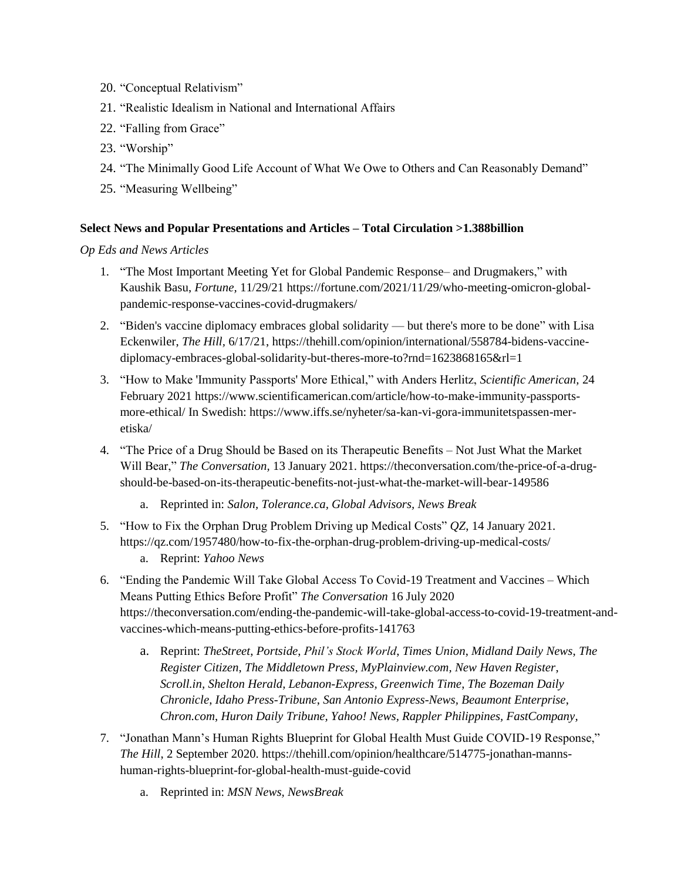20. "Conceptual Relativism"
21. "Realistic Idealism in National and International Affairs
22. "Falling from Grace"
23. "Worship"
24. "The Minimally Good Life Account of What We Owe to Others and Can Reasonably Demand"
25. "Measuring Wellbeing"

**Select News and Popular Presentations and Articles – Total Circulation >1.388billion**

*Op Eds and News Articles*

1. "The Most Important Meeting Yet for Global Pandemic Response– and Drugmakers," with Kaushik Basu, *Fortune,* 11/29/21 https://fortune.com/2021/11/29/who-meeting-omicron-global-pandemic-response-vaccines-covid-drugmakers/
2. "Biden's vaccine diplomacy embraces global solidarity — but there's more to be done" with Lisa Eckenwiler, *The Hill,* 6/17/21, https://thehill.com/opinion/international/558784-bidens-vaccine-diplomacy-embraces-global-solidarity-but-theres-more-to?rnd=1623868165&rl=1
3. "How to Make 'Immunity Passports' More Ethical," with Anders Herlitz, *Scientific American,* 24 February 2021 https://www.scientificamerican.com/article/how-to-make-immunity-passports-more-ethical/ In Swedish: https://www.iffs.se/nyheter/sa-kan-vi-gora-immunitetspassen-mer-etiska/
4. "The Price of a Drug Should be Based on its Therapeutic Benefits – Not Just What the Market Will Bear," *The Conversation,* 13 January 2021. https://theconversation.com/the-price-of-a-drug-should-be-based-on-its-therapeutic-benefits-not-just-what-the-market-will-bear-149586
    a. Reprinted in: *Salon, Tolerance.ca, Global Advisors, News Break*
5. "How to Fix the Orphan Drug Problem Driving up Medical Costs" *QZ,* 14 January 2021. https://qz.com/1957480/how-to-fix-the-orphan-drug-problem-driving-up-medical-costs/
    a. Reprint: *Yahoo News*
6. "Ending the Pandemic Will Take Global Access To Covid-19 Treatment and Vaccines – Which Means Putting Ethics Before Profit" *The Conversation* 16 July 2020 https://theconversation.com/ending-the-pandemic-will-take-global-access-to-covid-19-treatment-and-vaccines-which-means-putting-ethics-before-profits-141763
    a. Reprint: *TheStreet, Portside, Phil's Stock World, Times Union, Midland Daily News, The Register Citizen, The Middletown Press, MyPlainview.com, New Haven Register, Scroll.in, Shelton Herald, Lebanon-Express, Greenwich Time, The Bozeman Daily Chronicle, Idaho Press-Tribune, San Antonio Express-News, Beaumont Enterprise, Chron.com, Huron Daily Tribune, Yahoo! News, Rappler Philippines, FastCompany,*
7. "Jonathan Mann's Human Rights Blueprint for Global Health Must Guide COVID-19 Response," *The Hill,* 2 September 2020. https://thehill.com/opinion/healthcare/514775-jonathan-manns-human-rights-blueprint-for-global-health-must-guide-covid
    a. Reprinted in: *MSN News, NewsBreak*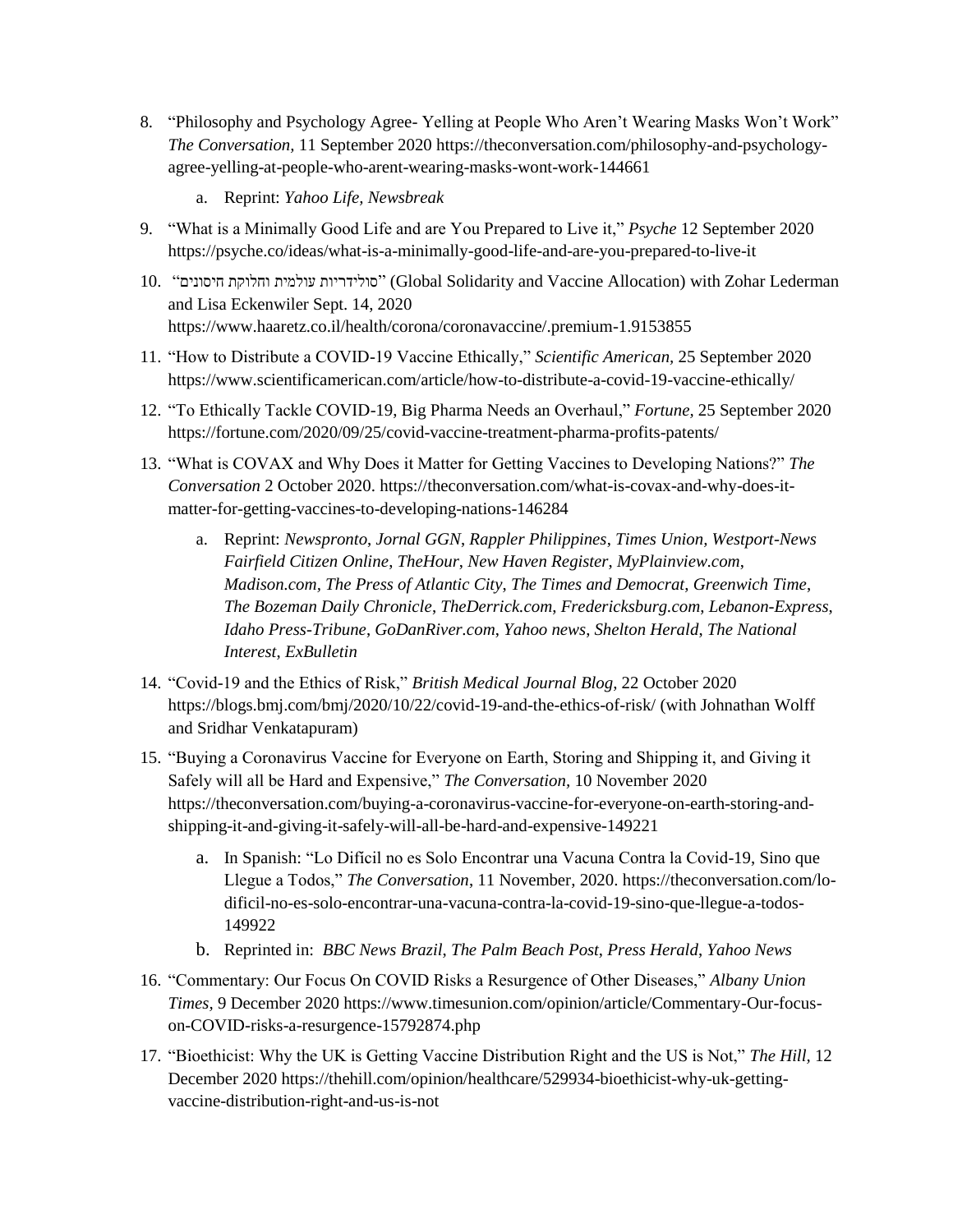8. "Philosophy and Psychology Agree- Yelling at People Who Aren't Wearing Masks Won't Work" *The Conversation,* 11 September 2020 https://theconversation.com/philosophy-and-psychology-agree-yelling-at-people-who-arent-wearing-masks-wont-work-144661
    a. Reprint: *Yahoo Life, Newsbreak*
9. "What is a Minimally Good Life and are You Prepared to Live it," *Psyche* 12 September 2020 https://psyche.co/ideas/what-is-a-minimally-good-life-and-are-you-prepared-to-live-it
10. "סולידריות עולמית וחלוקת חיסונים" (Global Solidarity and Vaccine Allocation) with Zohar Lederman and Lisa Eckenwiler Sept. 14, 2020 https://www.haaretz.co.il/health/corona/coronavaccine/.premium-1.9153855
11. "How to Distribute a COVID-19 Vaccine Ethically," *Scientific American,* 25 September 2020 https://www.scientificamerican.com/article/how-to-distribute-a-covid-19-vaccine-ethically/
12. "To Ethically Tackle COVID-19, Big Pharma Needs an Overhaul," *Fortune,* 25 September 2020 https://fortune.com/2020/09/25/covid-vaccine-treatment-pharma-profits-patents/
13. "What is COVAX and Why Does it Matter for Getting Vaccines to Developing Nations?" *The Conversation* 2 October 2020. https://theconversation.com/what-is-covax-and-why-does-it-matter-for-getting-vaccines-to-developing-nations-146284
    a. Reprint: *Newspronto, Jornal GGN, Rappler Philippines, Times Union, Westport-News Fairfield Citizen Online, TheHour, New Haven Register, MyPlainview.com, Madison.com, The Press of Atlantic City, The Times and Democrat, Greenwich Time, The Bozeman Daily Chronicle, TheDerrick.com, Fredericksburg.com, Lebanon-Express, Idaho Press-Tribune, GoDanRiver.com, Yahoo news, Shelton Herald, The National Interest, ExBulletin*
14. "Covid-19 and the Ethics of Risk," *British Medical Journal Blog,* 22 October 2020 https://blogs.bmj.com/bmj/2020/10/22/covid-19-and-the-ethics-of-risk/ (with Johnathan Wolff and Sridhar Venkatapuram)
15. "Buying a Coronavirus Vaccine for Everyone on Earth, Storing and Shipping it, and Giving it Safely will all be Hard and Expensive," *The Conversation,* 10 November 2020 https://theconversation.com/buying-a-coronavirus-vaccine-for-everyone-on-earth-storing-and-shipping-it-and-giving-it-safely-will-all-be-hard-and-expensive-149221
    a. In Spanish: "Lo Difícil no es Solo Encontrar una Vacuna Contra la Covid-19, Sino que Llegue a Todos," *The Conversation,* 11 November, 2020. https://theconversation.com/lo-dificil-no-es-solo-encontrar-una-vacuna-contra-la-covid-19-sino-que-llegue-a-todos-149922
    b. Reprinted in: *BBC News Brazil, The Palm Beach Post, Press Herald, Yahoo News*
16. "Commentary: Our Focus On COVID Risks a Resurgence of Other Diseases," *Albany Union Times,* 9 December 2020 https://www.timesunion.com/opinion/article/Commentary-Our-focus-on-COVID-risks-a-resurgence-15792874.php
17. "Bioethicist: Why the UK is Getting Vaccine Distribution Right and the US is Not," *The Hill,* 12 December 2020 https://thehill.com/opinion/healthcare/529934-bioethicist-why-uk-getting-vaccine-distribution-right-and-us-is-not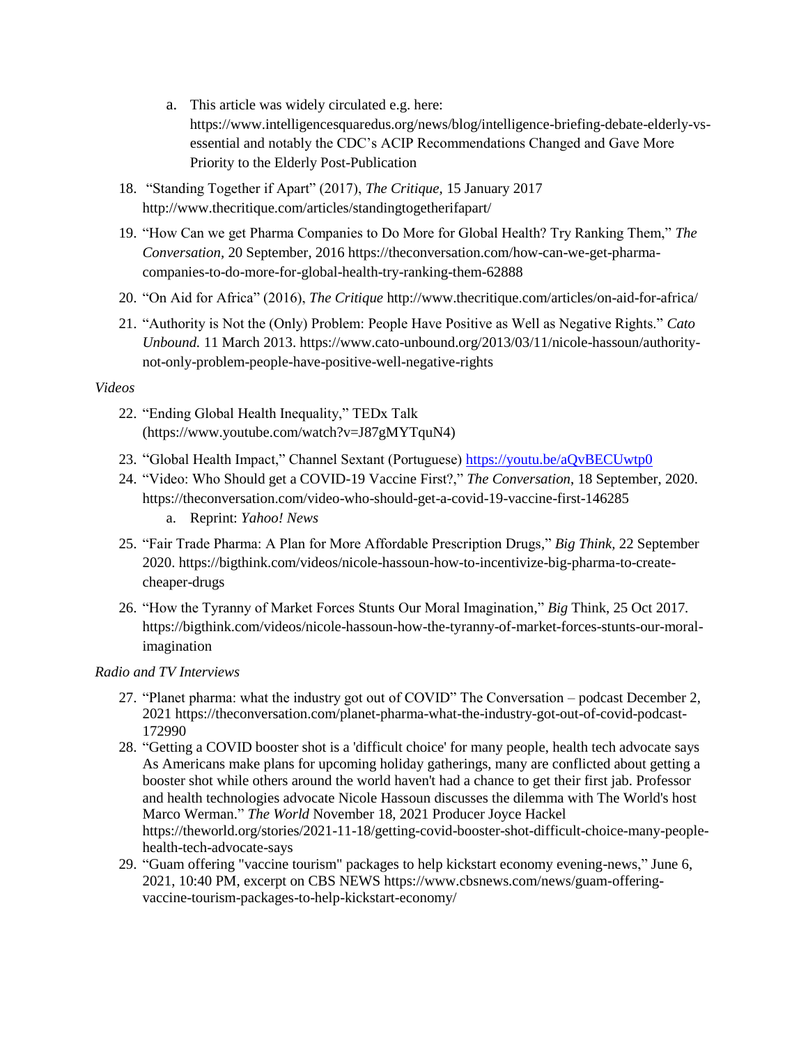a. This article was widely circulated e.g. here: https://www.intelligencesquaredus.org/news/blog/intelligence-briefing-debate-elderly-vs-essential and notably the CDC's ACIP Recommendations Changed and Gave More Priority to the Elderly Post-Publication

18. "Standing Together if Apart" (2017), *The Critique*, 15 January 2017 http://www.thecritique.com/articles/standingtogetherifapart/
19. "How Can we get Pharma Companies to Do More for Global Health? Try Ranking Them," *The Conversation,* 20 September, 2016 https://theconversation.com/how-can-we-get-pharma-companies-to-do-more-for-global-health-try-ranking-them-62888
20. "On Aid for Africa" (2016), *The Critique* http://www.thecritique.com/articles/on-aid-for-africa/
21. "Authority is Not the (Only) Problem: People Have Positive as Well as Negative Rights." *Cato Unbound.* 11 March 2013. https://www.cato-unbound.org/2013/03/11/nicole-hassoun/authority-not-only-problem-people-have-positive-well-negative-rights

*Videos*

22. "Ending Global Health Inequality," TEDx Talk (https://www.youtube.com/watch?v=J87gMYTquN4)
23. "Global Health Impact," Channel Sextant (Portuguese) https://youtu.be/aQvBECUwtp0
24. "Video: Who Should get a COVID-19 Vaccine First?," *The Conversation*, 18 September, 2020. https://theconversation.com/video-who-should-get-a-covid-19-vaccine-first-146285
    a. Reprint: *Yahoo! News*
25. "Fair Trade Pharma: A Plan for More Affordable Prescription Drugs," *Big Think,* 22 September 2020. https://bigthink.com/videos/nicole-hassoun-how-to-incentivize-big-pharma-to-create-cheaper-drugs
26. "How the Tyranny of Market Forces Stunts Our Moral Imagination," *Big* Think, 25 Oct 2017. https://bigthink.com/videos/nicole-hassoun-how-the-tyranny-of-market-forces-stunts-our-moral-imagination

*Radio and TV Interviews*

27. "Planet pharma: what the industry got out of COVID" The Conversation – podcast December 2, 2021 https://theconversation.com/planet-pharma-what-the-industry-got-out-of-covid-podcast-172990
28. "Getting a COVID booster shot is a 'difficult choice' for many people, health tech advocate says As Americans make plans for upcoming holiday gatherings, many are conflicted about getting a booster shot while others around the world haven't had a chance to get their first jab. Professor and health technologies advocate Nicole Hassoun discusses the dilemma with The World's host Marco Werman." *The World* November 18, 2021 Producer Joyce Hackel https://theworld.org/stories/2021-11-18/getting-covid-booster-shot-difficult-choice-many-people-health-tech-advocate-says
29. "Guam offering "vaccine tourism" packages to help kickstart economy evening-news," June 6, 2021, 10:40 PM, excerpt on CBS NEWS https://www.cbsnews.com/news/guam-offering-vaccine-tourism-packages-to-help-kickstart-economy/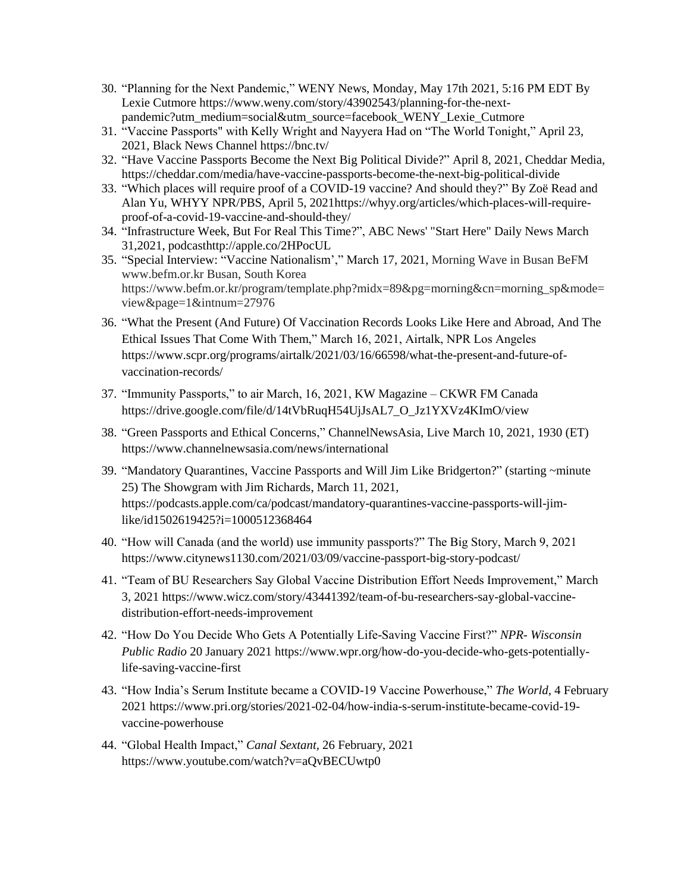30. "Planning for the Next Pandemic," WENY News, Monday, May 17th 2021, 5:16 PM EDT By Lexie Cutmore https://www.weny.com/story/43902543/planning-for-the-next-pandemic?utm_medium=social&utm_source=facebook_WENY_Lexie_Cutmore
31. "Vaccine Passports" with Kelly Wright and Nayyera Had on "The World Tonight," April 23, 2021, Black News Channel https://bnc.tv/
32. "Have Vaccine Passports Become the Next Big Political Divide?" April 8, 2021, Cheddar Media, https://cheddar.com/media/have-vaccine-passports-become-the-next-big-political-divide
33. "Which places will require proof of a COVID-19 vaccine? And should they?" By Zoë Read and Alan Yu, WHYY NPR/PBS, April 5, 2021https://whyy.org/articles/which-places-will-require-proof-of-a-covid-19-vaccine-and-should-they/
34. "Infrastructure Week, But For Real This Time?", ABC News' "Start Here" Daily News March 31,2021, podcasthttp://apple.co/2HPocUL
35. "Special Interview: "Vaccine Nationalism'," March 17, 2021, Morning Wave in Busan BeFM www.befm.or.kr Busan, South Korea https://www.befm.or.kr/program/template.php?midx=89&pg=morning&cn=morning_sp&mode=view&page=1&intnum=27976
36. "What the Present (And Future) Of Vaccination Records Looks Like Here and Abroad, And The Ethical Issues That Come With Them," March 16, 2021, Airtalk, NPR Los Angeles https://www.scpr.org/programs/airtalk/2021/03/16/66598/what-the-present-and-future-of-vaccination-records/
37. "Immunity Passports," to air March, 16, 2021, KW Magazine – CKWR FM Canada https://drive.google.com/file/d/14tVbRuqH54UjJsAL7_O_Jz1YXVz4KImO/view
38. "Green Passports and Ethical Concerns," ChannelNewsAsia, Live March 10, 2021, 1930 (ET) https://www.channelnewsasia.com/news/international
39. "Mandatory Quarantines, Vaccine Passports and Will Jim Like Bridgerton?" (starting ~minute 25) The Showgram with Jim Richards, March 11, 2021, https://podcasts.apple.com/ca/podcast/mandatory-quarantines-vaccine-passports-will-jim-like/id1502619425?i=1000512368464
40. "How will Canada (and the world) use immunity passports?" The Big Story, March 9, 2021 https://www.citynews1130.com/2021/03/09/vaccine-passport-big-story-podcast/
41. "Team of BU Researchers Say Global Vaccine Distribution Effort Needs Improvement," March 3, 2021 https://www.wicz.com/story/43441392/team-of-bu-researchers-say-global-vaccine-distribution-effort-needs-improvement
42. "How Do You Decide Who Gets A Potentially Life-Saving Vaccine First?" *NPR- Wisconsin Public Radio* 20 January 2021 https://www.wpr.org/how-do-you-decide-who-gets-potentially-life-saving-vaccine-first
43. "How India's Serum Institute became a COVID-19 Vaccine Powerhouse," *The World*, 4 February 2021 https://www.pri.org/stories/2021-02-04/how-india-s-serum-institute-became-covid-19-vaccine-powerhouse
44. "Global Health Impact," *Canal Sextant*, 26 February, 2021 https://www.youtube.com/watch?v=aQvBECUwtp0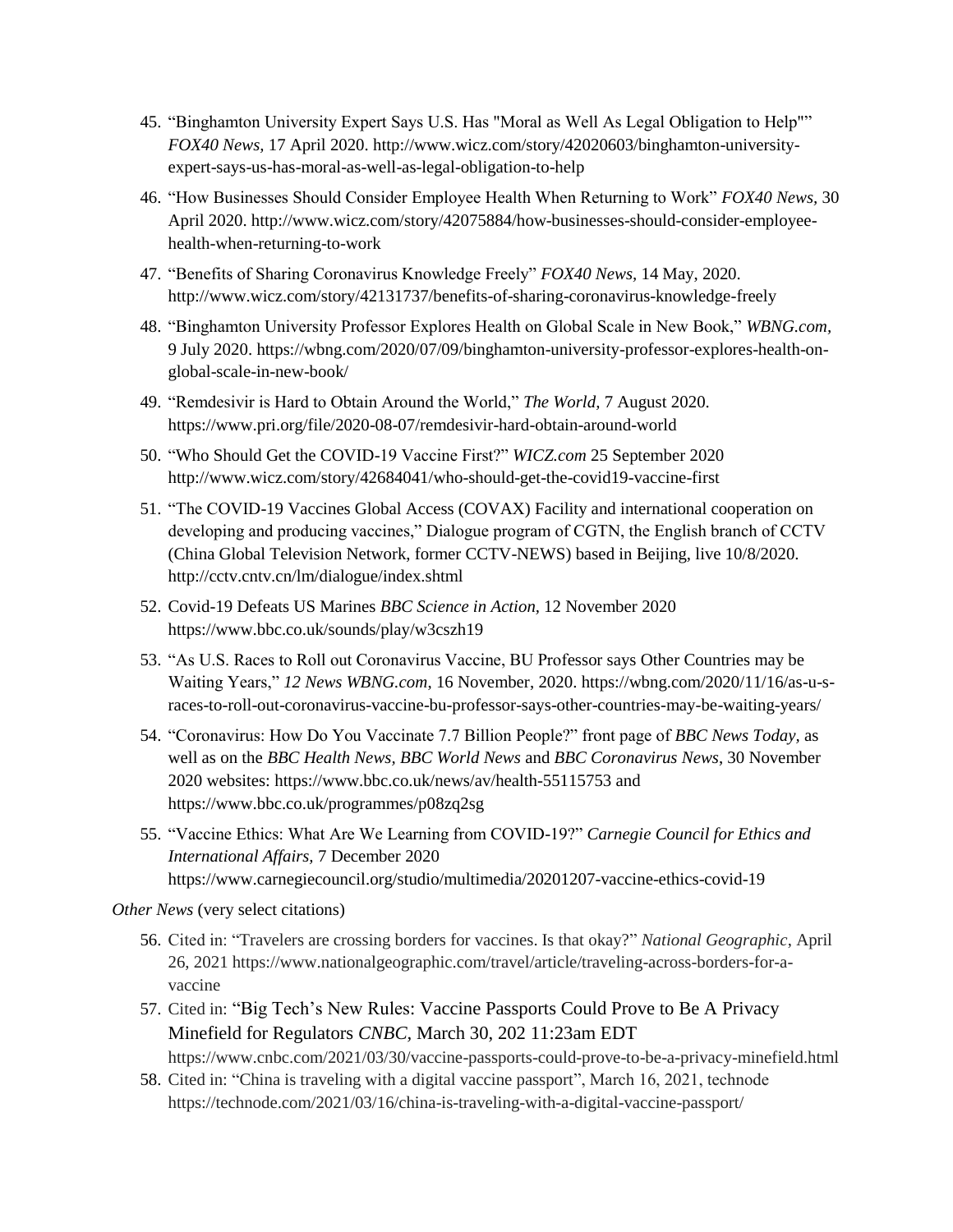45. "Binghamton University Expert Says U.S. Has "Moral as Well As Legal Obligation to Help"" *FOX40 News,* 17 April 2020. http://www.wicz.com/story/42020603/binghamton-university-expert-says-us-has-moral-as-well-as-legal-obligation-to-help
46. "How Businesses Should Consider Employee Health When Returning to Work" *FOX40 News,* 30 April 2020. http://www.wicz.com/story/42075884/how-businesses-should-consider-employee-health-when-returning-to-work
47. "Benefits of Sharing Coronavirus Knowledge Freely" *FOX40 News,* 14 May, 2020. http://www.wicz.com/story/42131737/benefits-of-sharing-coronavirus-knowledge-freely
48. "Binghamton University Professor Explores Health on Global Scale in New Book," *WBNG.com,* 9 July 2020. https://wbng.com/2020/07/09/binghamton-university-professor-explores-health-on-global-scale-in-new-book/
49. "Remdesivir is Hard to Obtain Around the World," *The World,* 7 August 2020. https://www.pri.org/file/2020-08-07/remdesivir-hard-obtain-around-world
50. "Who Should Get the COVID-19 Vaccine First?" *WICZ.com* 25 September 2020 http://www.wicz.com/story/42684041/who-should-get-the-covid19-vaccine-first
51. "The COVID-19 Vaccines Global Access (COVAX) Facility and international cooperation on developing and producing vaccines," Dialogue program of CGTN, the English branch of CCTV (China Global Television Network, former CCTV-NEWS) based in Beijing, live 10/8/2020. http://cctv.cntv.cn/lm/dialogue/index.shtml
52. Covid-19 Defeats US Marines *BBC Science in Action,* 12 November 2020 https://www.bbc.co.uk/sounds/play/w3cszh19
53. "As U.S. Races to Roll out Coronavirus Vaccine, BU Professor says Other Countries may be Waiting Years," *12 News WBNG.com*, 16 November, 2020. https://wbng.com/2020/11/16/as-u-s-races-to-roll-out-coronavirus-vaccine-bu-professor-says-other-countries-may-be-waiting-years/
54. "Coronavirus: How Do You Vaccinate 7.7 Billion People?" front page of *BBC News Today,* as well as on the *BBC Health News, BBC World News* and *BBC Coronavirus News*, 30 November 2020 websites: https://www.bbc.co.uk/news/av/health-55115753 and https://www.bbc.co.uk/programmes/p08zq2sg
55. "Vaccine Ethics: What Are We Learning from COVID-19?" *Carnegie Council for Ethics and International Affairs,* 7 December 2020 https://www.carnegiecouncil.org/studio/multimedia/20201207-vaccine-ethics-covid-19

*Other News* (very select citations)

56. Cited in: "Travelers are crossing borders for vaccines. Is that okay?" *National Geographic*, April 26, 2021 https://www.nationalgeographic.com/travel/article/traveling-across-borders-for-a-vaccine
57. Cited in: "Big Tech's New Rules: Vaccine Passports Could Prove to Be A Privacy Minefield for Regulators *CNBC,* March 30, 202 11:23am EDT https://www.cnbc.com/2021/03/30/vaccine-passports-could-prove-to-be-a-privacy-minefield.html
58. Cited in: "China is traveling with a digital vaccine passport", March 16, 2021, technode https://technode.com/2021/03/16/china-is-traveling-with-a-digital-vaccine-passport/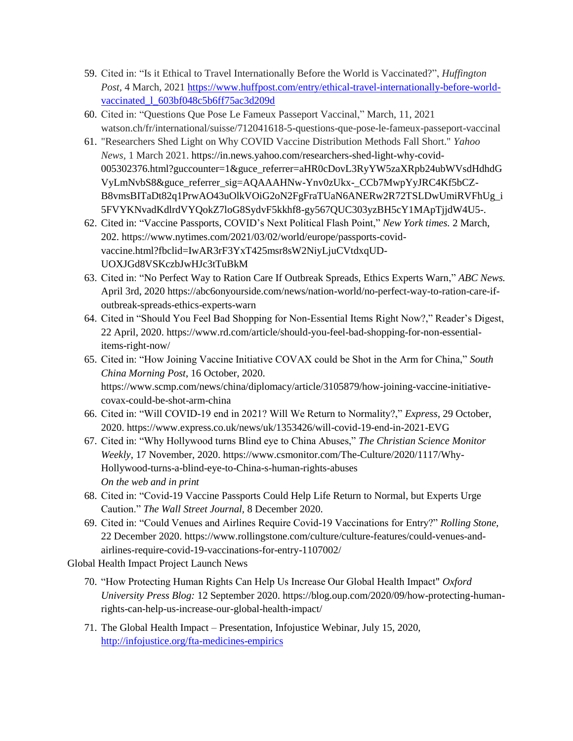59. Cited in: "Is it Ethical to Travel Internationally Before the World is Vaccinated?", *Huffington Post*, 4 March, 2021 https://www.huffpost.com/entry/ethical-travel-internationally-before-world-vaccinated_l_603bf048c5b6ff75ac3d209d
60. Cited in: "Questions Que Pose Le Fameux Passeport Vaccinal," March, 11, 2021 watson.ch/fr/international/suisse/712041618-5-questions-que-pose-le-fameux-passeport-vaccinal
61. "Researchers Shed Light on Why COVID Vaccine Distribution Methods Fall Short." *Yahoo News*, 1 March 2021. https://in.news.yahoo.com/researchers-shed-light-why-covid-005302376.html?guccounter=1&guce_referrer=aHR0cDovL3RyYW5zaXRpb24ubWVsdHdhdGVyLmNvbS8&guce_referrer_sig=AQAAAHNw-Ynv0zUkx-_CCb7MwpYyJRC4Kf5bCZ-B8vmsBITaDt82q1PrwAO43uOlkVOiG2oN2FgFraTUaN6ANERw2R72TSLDwUmiRVFhUg_i5FVYKNvadKdlrdVYQokZ7loG8SydvF5kkhf8-gy567QUC303yzBH5cY1MApTjjdW4U5-.
62. Cited in: "Vaccine Passports, COVID's Next Political Flash Point," *New York times.* 2 March, 202. https://www.nytimes.com/2021/03/02/world/europe/passports-covid-vaccine.html?fbclid=IwAR3rF3YxT425msr8sW2NiyLjuCVtdxqUD-UOXJGd8VSKczbJwHJc3tTuBkM
63. Cited in: "No Perfect Way to Ration Care If Outbreak Spreads, Ethics Experts Warn," *ABC News.* April 3rd, 2020 https://abc6onyourside.com/news/nation-world/no-perfect-way-to-ration-care-if-outbreak-spreads-ethics-experts-warn
64. Cited in "Should You Feel Bad Shopping for Non-Essential Items Right Now?," Reader's Digest, 22 April, 2020. https://www.rd.com/article/should-you-feel-bad-shopping-for-non-essential-items-right-now/
65. Cited in: "How Joining Vaccine Initiative COVAX could be Shot in the Arm for China," *South China Morning Post*, 16 October, 2020. https://www.scmp.com/news/china/diplomacy/article/3105879/how-joining-vaccine-initiative-covax-could-be-shot-arm-china
66. Cited in: "Will COVID-19 end in 2021? Will We Return to Normality?," *Express*, 29 October, 2020. https://www.express.co.uk/news/uk/1353426/will-covid-19-end-in-2021-EVG
67. Cited in: "Why Hollywood turns Blind eye to China Abuses," *The Christian Science Monitor Weekly*, 17 November, 2020. https://www.csmonitor.com/The-Culture/2020/1117/Why-Hollywood-turns-a-blind-eye-to-China-s-human-rights-abuses
    *On the web and in print*
68. Cited in: "Covid-19 Vaccine Passports Could Help Life Return to Normal, but Experts Urge Caution." *The Wall Street Journal*, 8 December 2020.
69. Cited in: "Could Venues and Airlines Require Covid-19 Vaccinations for Entry?" *Rolling Stone*, 22 December 2020. https://www.rollingstone.com/culture/culture-features/could-venues-and-airlines-require-covid-19-vaccinations-for-entry-1107002/

Global Health Impact Project Launch News

70. "How Protecting Human Rights Can Help Us Increase Our Global Health Impact" *Oxford University Press Blog:* 12 September 2020. https://blog.oup.com/2020/09/how-protecting-human-rights-can-help-us-increase-our-global-health-impact/
71. The Global Health Impact – Presentation, Infojustice Webinar, July 15, 2020, http://infojustice.org/fta-medicines-empirics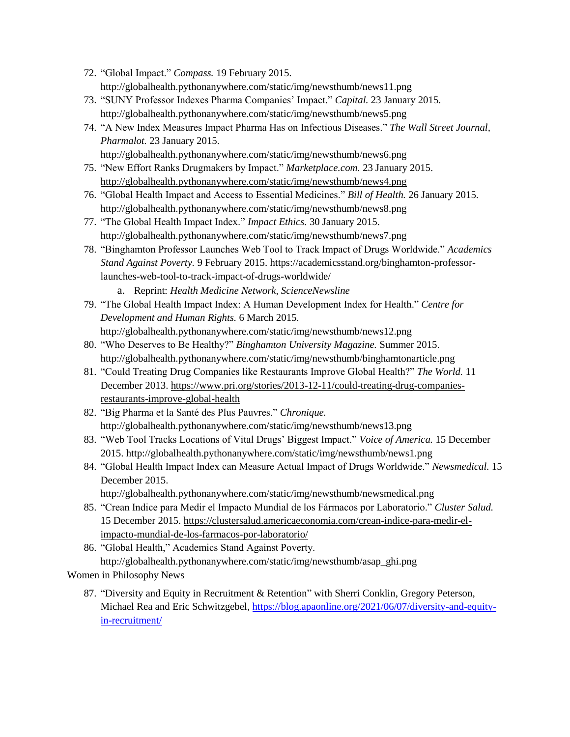72. "Global Impact." *Compass.* 19 February 2015. http://globalhealth.pythonanywhere.com/static/img/newsthumb/news11.png
73. "SUNY Professor Indexes Pharma Companies' Impact." *Capital.* 23 January 2015. http://globalhealth.pythonanywhere.com/static/img/newsthumb/news5.png
74. "A New Index Measures Impact Pharma Has on Infectious Diseases." *The Wall Street Journal, Pharmalot.* 23 January 2015. http://globalhealth.pythonanywhere.com/static/img/newsthumb/news6.png
75. "New Effort Ranks Drugmakers by Impact." *Marketplace.com.* 23 January 2015. http://globalhealth.pythonanywhere.com/static/img/newsthumb/news4.png
76. "Global Health Impact and Access to Essential Medicines." *Bill of Health.* 26 January 2015. http://globalhealth.pythonanywhere.com/static/img/newsthumb/news8.png
77. "The Global Health Impact Index." *Impact Ethics.* 30 January 2015. http://globalhealth.pythonanywhere.com/static/img/newsthumb/news7.png
78. "Binghamton Professor Launches Web Tool to Track Impact of Drugs Worldwide." *Academics Stand Against Poverty.* 9 February 2015. https://academicsstand.org/binghamton-professor-launches-web-tool-to-track-impact-of-drugs-worldwide/
    a. Reprint: *Health Medicine Network, ScienceNewsline*
79. "The Global Health Impact Index: A Human Development Index for Health." *Centre for Development and Human Rights.* 6 March 2015. http://globalhealth.pythonanywhere.com/static/img/newsthumb/news12.png
80. "Who Deserves to Be Healthy?" *Binghamton University Magazine.* Summer 2015. http://globalhealth.pythonanywhere.com/static/img/newsthumb/binghamtonarticle.png
81. "Could Treating Drug Companies like Restaurants Improve Global Health?" *The World.* 11 December 2013. https://www.pri.org/stories/2013-12-11/could-treating-drug-companies-restaurants-improve-global-health
82. "Big Pharma et la Santé des Plus Pauvres." *Chronique.* http://globalhealth.pythonanywhere.com/static/img/newsthumb/news13.png
83. "Web Tool Tracks Locations of Vital Drugs' Biggest Impact." *Voice of America.* 15 December 2015. http://globalhealth.pythonanywhere.com/static/img/newsthumb/news1.png
84. "Global Health Impact Index can Measure Actual Impact of Drugs Worldwide." *Newsmedical.* 15 December 2015. http://globalhealth.pythonanywhere.com/static/img/newsthumb/newsmedical.png
85. "Crean Indice para Medir el Impacto Mundial de los Fármacos por Laboratorio." *Cluster Salud.* 15 December 2015. https://clustersalud.americaeconomia.com/crean-indice-para-medir-el-impacto-mundial-de-los-farmacos-por-laboratorio/
86. "Global Health," Academics Stand Against Poverty. http://globalhealth.pythonanywhere.com/static/img/newsthumb/asap_ghi.png

Women in Philosophy News

87. "Diversity and Equity in Recruitment & Retention" with Sherri Conklin, Gregory Peterson, Michael Rea and Eric Schwitzgebel, https://blog.apaonline.org/2021/06/07/diversity-and-equity-in-recruitment/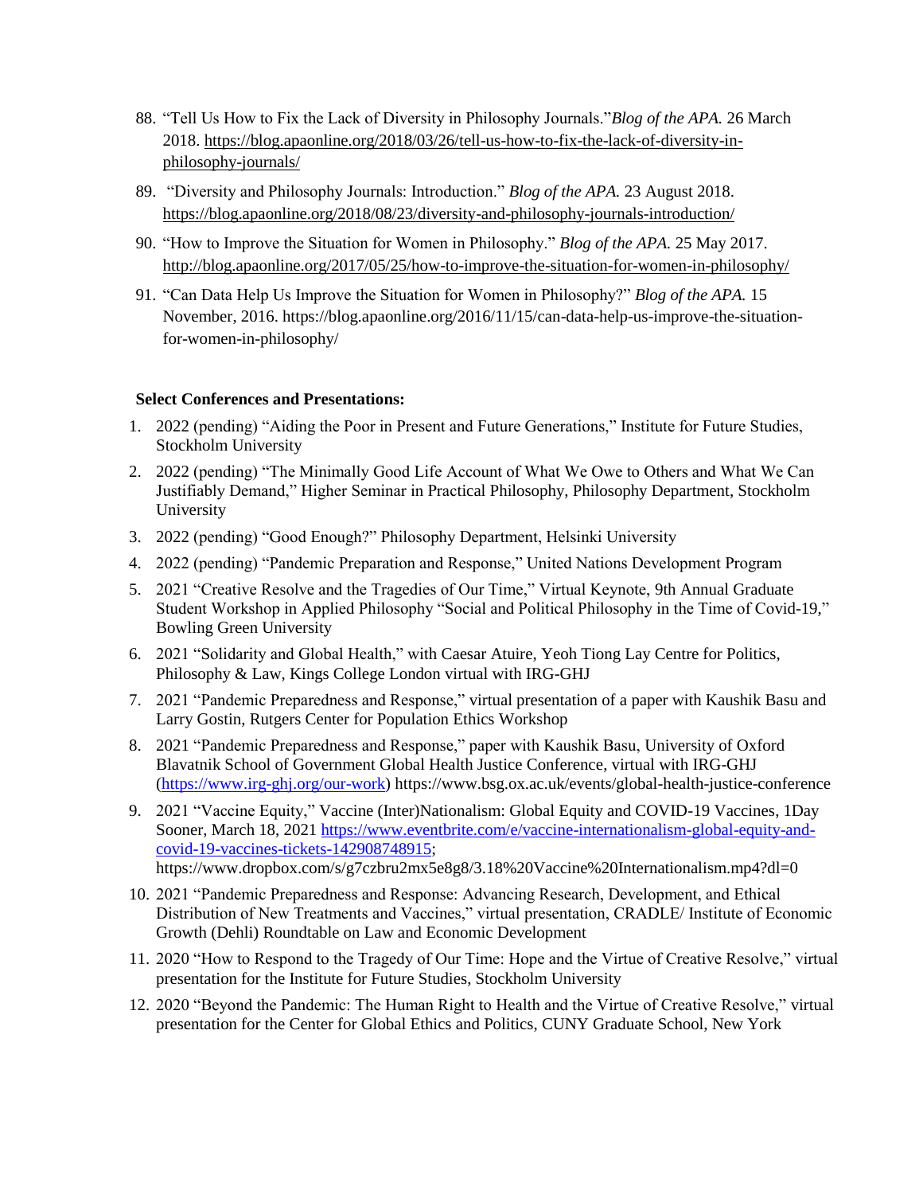88. "Tell Us How to Fix the Lack of Diversity in Philosophy Journals."*Blog of the APA.* 26 March 2018. https://blog.apaonline.org/2018/03/26/tell-us-how-to-fix-the-lack-of-diversity-in-philosophy-journals/

89. "Diversity and Philosophy Journals: Introduction." *Blog of the APA.* 23 August 2018. https://blog.apaonline.org/2018/08/23/diversity-and-philosophy-journals-introduction/

90. "How to Improve the Situation for Women in Philosophy." *Blog of the APA.* 25 May 2017. http://blog.apaonline.org/2017/05/25/how-to-improve-the-situation-for-women-in-philosophy/

91. "Can Data Help Us Improve the Situation for Women in Philosophy?" *Blog of the APA.* 15 November, 2016. https://blog.apaonline.org/2016/11/15/can-data-help-us-improve-the-situation-for-women-in-philosophy/

**Select Conferences and Presentations:**

1. 2022 (pending) "Aiding the Poor in Present and Future Generations," Institute for Future Studies, Stockholm University
2. 2022 (pending) "The Minimally Good Life Account of What We Owe to Others and What We Can Justifiably Demand," Higher Seminar in Practical Philosophy, Philosophy Department, Stockholm University
3. 2022 (pending) "Good Enough?" Philosophy Department, Helsinki University
4. 2022 (pending) "Pandemic Preparation and Response," United Nations Development Program
5. 2021 "Creative Resolve and the Tragedies of Our Time," Virtual Keynote, 9th Annual Graduate Student Workshop in Applied Philosophy "Social and Political Philosophy in the Time of Covid-19," Bowling Green University
6. 2021 "Solidarity and Global Health," with Caesar Atuire, Yeoh Tiong Lay Centre for Politics, Philosophy & Law, Kings College London virtual with IRG-GHJ
7. 2021 "Pandemic Preparedness and Response," virtual presentation of a paper with Kaushik Basu and Larry Gostin, Rutgers Center for Population Ethics Workshop
8. 2021 "Pandemic Preparedness and Response," paper with Kaushik Basu, University of Oxford Blavatnik School of Government Global Health Justice Conference, virtual with IRG-GHJ (https://www.irg-ghj.org/our-work) https://www.bsg.ox.ac.uk/events/global-health-justice-conference
9. 2021 "Vaccine Equity," Vaccine (Inter)Nationalism: Global Equity and COVID-19 Vaccines, 1Day Sooner, March 18, 2021 https://www.eventbrite.com/e/vaccine-internationalism-global-equity-and-covid-19-vaccines-tickets-142908748915; https://www.dropbox.com/s/g7czbru2mx5e8g8/3.18%20Vaccine%20Internationalism.mp4?dl=0
10. 2021 "Pandemic Preparedness and Response: Advancing Research, Development, and Ethical Distribution of New Treatments and Vaccines," virtual presentation, CRADLE/ Institute of Economic Growth (Dehli) Roundtable on Law and Economic Development
11. 2020 "How to Respond to the Tragedy of Our Time: Hope and the Virtue of Creative Resolve," virtual presentation for the Institute for Future Studies, Stockholm University
12. 2020 "Beyond the Pandemic: The Human Right to Health and the Virtue of Creative Resolve," virtual presentation for the Center for Global Ethics and Politics, CUNY Graduate School, New York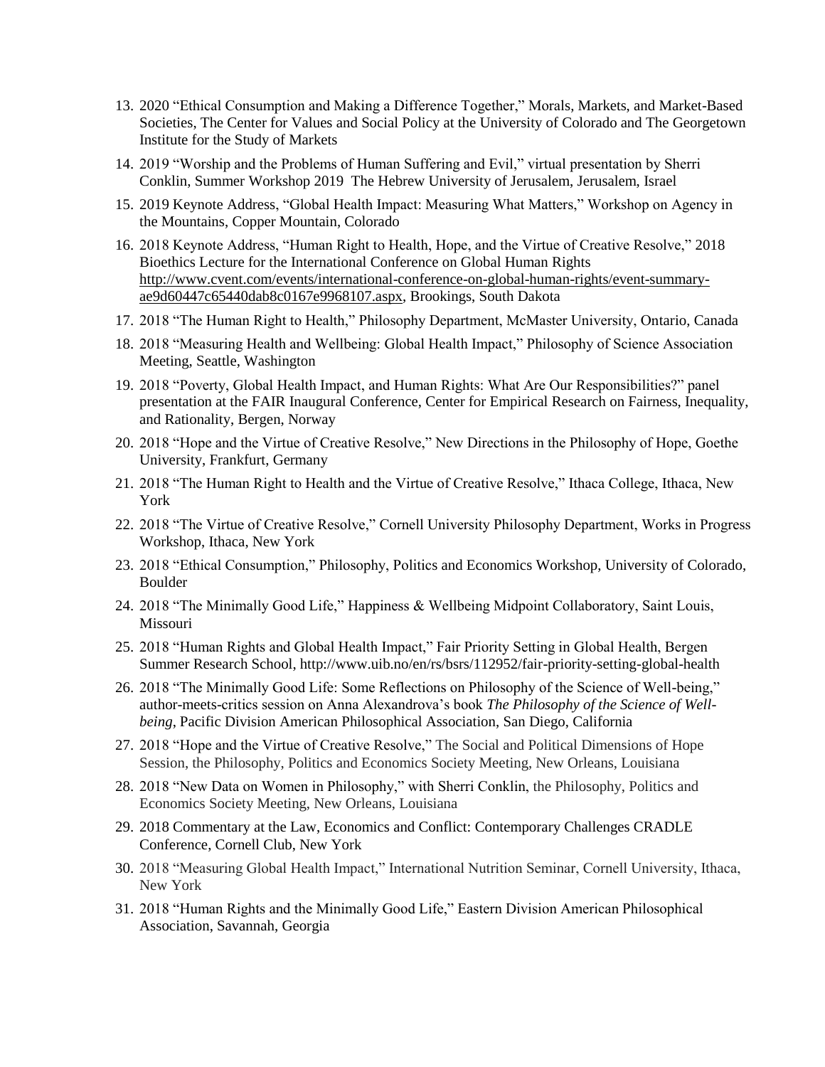13. 2020 "Ethical Consumption and Making a Difference Together," Morals, Markets, and Market-Based Societies, The Center for Values and Social Policy at the University of Colorado and The Georgetown Institute for the Study of Markets
14. 2019 "Worship and the Problems of Human Suffering and Evil," virtual presentation by Sherri Conklin, Summer Workshop 2019 The Hebrew University of Jerusalem, Jerusalem, Israel
15. 2019 Keynote Address, "Global Health Impact: Measuring What Matters," Workshop on Agency in the Mountains, Copper Mountain, Colorado
16. 2018 Keynote Address, "Human Right to Health, Hope, and the Virtue of Creative Resolve," 2018 Bioethics Lecture for the International Conference on Global Human Rights http://www.cvent.com/events/international-conference-on-global-human-rights/event-summary-ae9d60447c65440dab8c0167e9968107.aspx, Brookings, South Dakota
17. 2018 "The Human Right to Health," Philosophy Department, McMaster University, Ontario, Canada
18. 2018 "Measuring Health and Wellbeing: Global Health Impact," Philosophy of Science Association Meeting, Seattle, Washington
19. 2018 "Poverty, Global Health Impact, and Human Rights: What Are Our Responsibilities?" panel presentation at the FAIR Inaugural Conference, Center for Empirical Research on Fairness, Inequality, and Rationality, Bergen, Norway
20. 2018 "Hope and the Virtue of Creative Resolve," New Directions in the Philosophy of Hope, Goethe University, Frankfurt, Germany
21. 2018 "The Human Right to Health and the Virtue of Creative Resolve," Ithaca College, Ithaca, New York
22. 2018 "The Virtue of Creative Resolve," Cornell University Philosophy Department, Works in Progress Workshop, Ithaca, New York
23. 2018 "Ethical Consumption," Philosophy, Politics and Economics Workshop, University of Colorado, Boulder
24. 2018 "The Minimally Good Life," Happiness & Wellbeing Midpoint Collaboratory, Saint Louis, Missouri
25. 2018 "Human Rights and Global Health Impact," Fair Priority Setting in Global Health, Bergen Summer Research School, http://www.uib.no/en/rs/bsrs/112952/fair-priority-setting-global-health
26. 2018 "The Minimally Good Life: Some Reflections on Philosophy of the Science of Well-being," author-meets-critics session on Anna Alexandrova's book *The Philosophy of the Science of Well-being*, Pacific Division American Philosophical Association, San Diego, California
27. 2018 "Hope and the Virtue of Creative Resolve," The Social and Political Dimensions of Hope Session, the Philosophy, Politics and Economics Society Meeting, New Orleans, Louisiana
28. 2018 "New Data on Women in Philosophy," with Sherri Conklin, the Philosophy, Politics and Economics Society Meeting, New Orleans, Louisiana
29. 2018 Commentary at the Law, Economics and Conflict: Contemporary Challenges CRADLE Conference, Cornell Club, New York
30. 2018 "Measuring Global Health Impact," International Nutrition Seminar, Cornell University, Ithaca, New York
31. 2018 "Human Rights and the Minimally Good Life," Eastern Division American Philosophical Association, Savannah, Georgia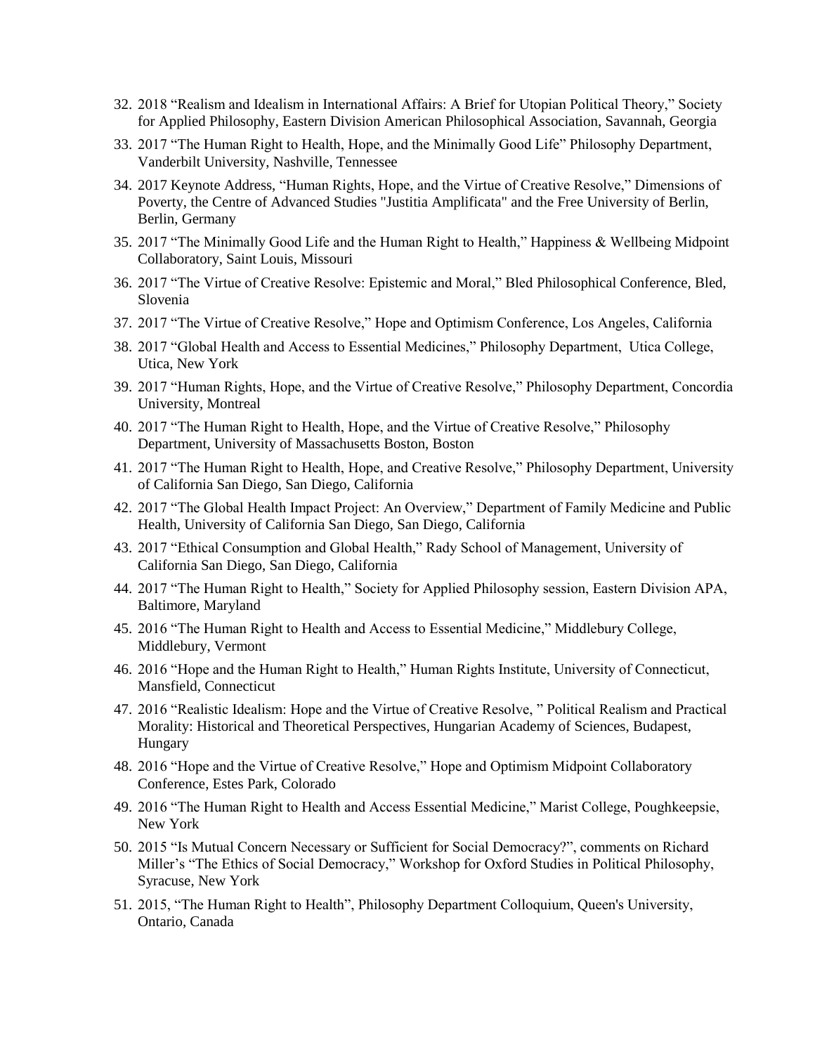32. 2018 "Realism and Idealism in International Affairs: A Brief for Utopian Political Theory," Society for Applied Philosophy, Eastern Division American Philosophical Association, Savannah, Georgia
33. 2017 "The Human Right to Health, Hope, and the Minimally Good Life" Philosophy Department, Vanderbilt University, Nashville, Tennessee
34. 2017 Keynote Address, "Human Rights, Hope, and the Virtue of Creative Resolve," Dimensions of Poverty, the Centre of Advanced Studies "Justitia Amplificata" and the Free University of Berlin, Berlin, Germany
35. 2017 "The Minimally Good Life and the Human Right to Health," Happiness & Wellbeing Midpoint Collaboratory, Saint Louis, Missouri
36. 2017 "The Virtue of Creative Resolve: Epistemic and Moral," Bled Philosophical Conference, Bled, Slovenia
37. 2017 "The Virtue of Creative Resolve," Hope and Optimism Conference, Los Angeles, California
38. 2017 "Global Health and Access to Essential Medicines," Philosophy Department, Utica College, Utica, New York
39. 2017 "Human Rights, Hope, and the Virtue of Creative Resolve," Philosophy Department, Concordia University, Montreal
40. 2017 "The Human Right to Health, Hope, and the Virtue of Creative Resolve," Philosophy Department, University of Massachusetts Boston, Boston
41. 2017 "The Human Right to Health, Hope, and Creative Resolve," Philosophy Department, University of California San Diego, San Diego, California
42. 2017 "The Global Health Impact Project: An Overview," Department of Family Medicine and Public Health, University of California San Diego, San Diego, California
43. 2017 "Ethical Consumption and Global Health," Rady School of Management, University of California San Diego, San Diego, California
44. 2017 "The Human Right to Health," Society for Applied Philosophy session, Eastern Division APA, Baltimore, Maryland
45. 2016 "The Human Right to Health and Access to Essential Medicine," Middlebury College, Middlebury, Vermont
46. 2016 "Hope and the Human Right to Health," Human Rights Institute, University of Connecticut, Mansfield, Connecticut
47. 2016 "Realistic Idealism: Hope and the Virtue of Creative Resolve, " Political Realism and Practical Morality: Historical and Theoretical Perspectives, Hungarian Academy of Sciences, Budapest, Hungary
48. 2016 "Hope and the Virtue of Creative Resolve," Hope and Optimism Midpoint Collaboratory Conference, Estes Park, Colorado
49. 2016 "The Human Right to Health and Access Essential Medicine," Marist College, Poughkeepsie, New York
50. 2015 "Is Mutual Concern Necessary or Sufficient for Social Democracy?", comments on Richard Miller's "The Ethics of Social Democracy," Workshop for Oxford Studies in Political Philosophy, Syracuse, New York
51. 2015, "The Human Right to Health", Philosophy Department Colloquium, Queen's University, Ontario, Canada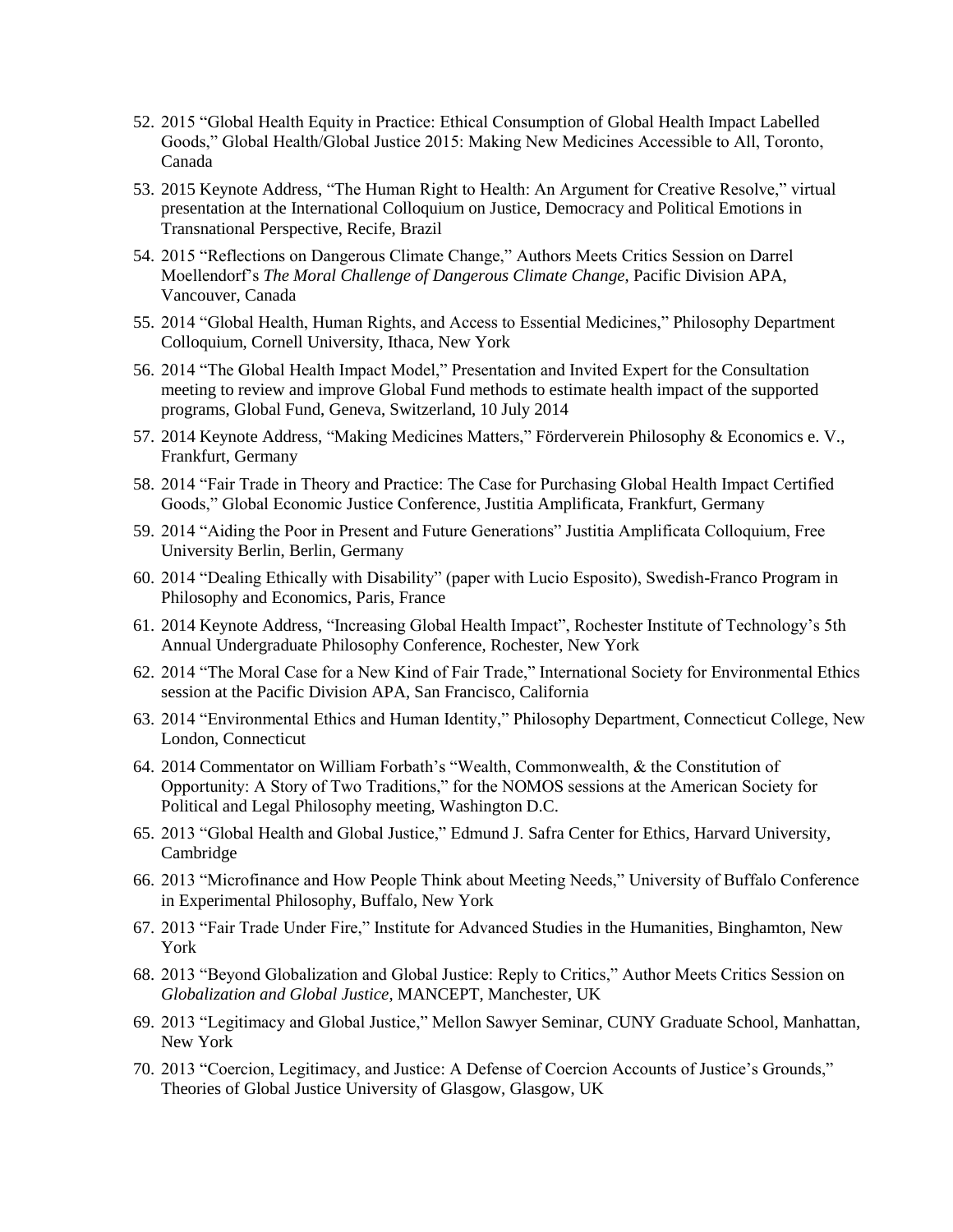52. 2015 "Global Health Equity in Practice: Ethical Consumption of Global Health Impact Labelled Goods," Global Health/Global Justice 2015: Making New Medicines Accessible to All, Toronto, Canada
53. 2015 Keynote Address, "The Human Right to Health: An Argument for Creative Resolve," virtual presentation at the International Colloquium on Justice, Democracy and Political Emotions in Transnational Perspective, Recife, Brazil
54. 2015 "Reflections on Dangerous Climate Change," Authors Meets Critics Session on Darrel Moellendorf's *The Moral Challenge of Dangerous Climate Change*, Pacific Division APA, Vancouver, Canada
55. 2014 "Global Health, Human Rights, and Access to Essential Medicines," Philosophy Department Colloquium, Cornell University, Ithaca, New York
56. 2014 "The Global Health Impact Model," Presentation and Invited Expert for the Consultation meeting to review and improve Global Fund methods to estimate health impact of the supported programs, Global Fund, Geneva, Switzerland, 10 July 2014
57. 2014 Keynote Address, "Making Medicines Matters," Förderverein Philosophy & Economics e. V., Frankfurt, Germany
58. 2014 "Fair Trade in Theory and Practice: The Case for Purchasing Global Health Impact Certified Goods," Global Economic Justice Conference, Justitia Amplificata, Frankfurt, Germany
59. 2014 "Aiding the Poor in Present and Future Generations" Justitia Amplificata Colloquium, Free University Berlin, Berlin, Germany
60. 2014 "Dealing Ethically with Disability" (paper with Lucio Esposito), Swedish-Franco Program in Philosophy and Economics, Paris, France
61. 2014 Keynote Address, "Increasing Global Health Impact", Rochester Institute of Technology's 5th Annual Undergraduate Philosophy Conference, Rochester, New York
62. 2014 "The Moral Case for a New Kind of Fair Trade," International Society for Environmental Ethics session at the Pacific Division APA, San Francisco, California
63. 2014 "Environmental Ethics and Human Identity," Philosophy Department, Connecticut College, New London, Connecticut
64. 2014 Commentator on William Forbath's "Wealth, Commonwealth, & the Constitution of Opportunity: A Story of Two Traditions," for the NOMOS sessions at the American Society for Political and Legal Philosophy meeting, Washington D.C.
65. 2013 "Global Health and Global Justice," Edmund J. Safra Center for Ethics, Harvard University, Cambridge
66. 2013 "Microfinance and How People Think about Meeting Needs," University of Buffalo Conference in Experimental Philosophy, Buffalo, New York
67. 2013 "Fair Trade Under Fire," Institute for Advanced Studies in the Humanities, Binghamton, New York
68. 2013 "Beyond Globalization and Global Justice: Reply to Critics," Author Meets Critics Session on *Globalization and Global Justice*, MANCEPT, Manchester, UK
69. 2013 "Legitimacy and Global Justice," Mellon Sawyer Seminar, CUNY Graduate School, Manhattan, New York
70. 2013 "Coercion, Legitimacy, and Justice: A Defense of Coercion Accounts of Justice's Grounds," Theories of Global Justice University of Glasgow, Glasgow, UK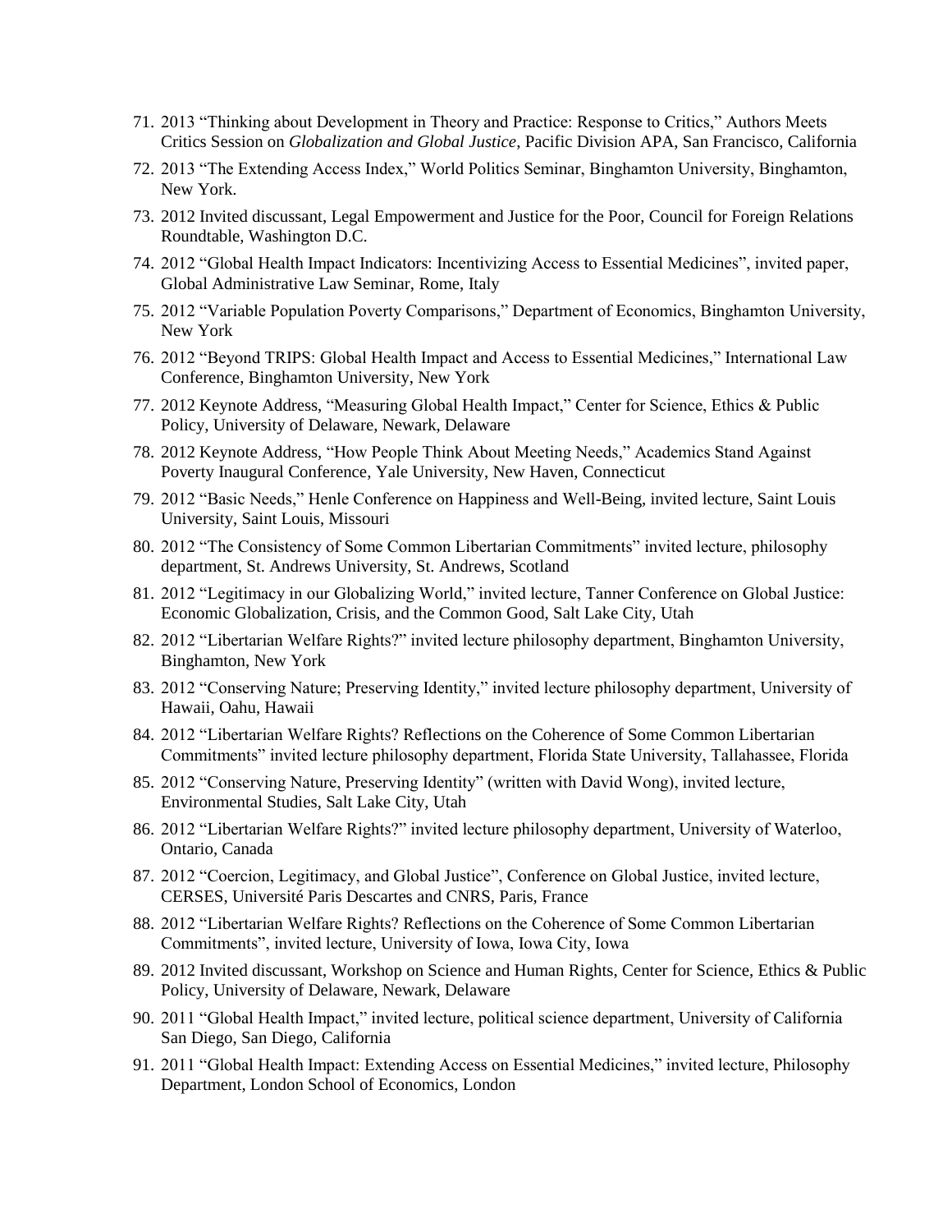71. 2013 "Thinking about Development in Theory and Practice: Response to Critics," Authors Meets Critics Session on *Globalization and Global Justice*, Pacific Division APA, San Francisco, California
72. 2013 "The Extending Access Index," World Politics Seminar, Binghamton University, Binghamton, New York.
73. 2012 Invited discussant, Legal Empowerment and Justice for the Poor, Council for Foreign Relations Roundtable, Washington D.C.
74. 2012 "Global Health Impact Indicators: Incentivizing Access to Essential Medicines", invited paper, Global Administrative Law Seminar, Rome, Italy
75. 2012 "Variable Population Poverty Comparisons," Department of Economics, Binghamton University, New York
76. 2012 "Beyond TRIPS: Global Health Impact and Access to Essential Medicines," International Law Conference, Binghamton University, New York
77. 2012 Keynote Address, "Measuring Global Health Impact," Center for Science, Ethics & Public Policy, University of Delaware, Newark, Delaware
78. 2012 Keynote Address, "How People Think About Meeting Needs," Academics Stand Against Poverty Inaugural Conference, Yale University, New Haven, Connecticut
79. 2012 "Basic Needs," Henle Conference on Happiness and Well-Being, invited lecture, Saint Louis University, Saint Louis, Missouri
80. 2012 "The Consistency of Some Common Libertarian Commitments" invited lecture, philosophy department, St. Andrews University, St. Andrews, Scotland
81. 2012 "Legitimacy in our Globalizing World," invited lecture, Tanner Conference on Global Justice: Economic Globalization, Crisis, and the Common Good, Salt Lake City, Utah
82. 2012 "Libertarian Welfare Rights?" invited lecture philosophy department, Binghamton University, Binghamton, New York
83. 2012 "Conserving Nature; Preserving Identity," invited lecture philosophy department, University of Hawaii, Oahu, Hawaii
84. 2012 "Libertarian Welfare Rights? Reflections on the Coherence of Some Common Libertarian Commitments" invited lecture philosophy department, Florida State University, Tallahassee, Florida
85. 2012 "Conserving Nature, Preserving Identity" (written with David Wong), invited lecture, Environmental Studies, Salt Lake City, Utah
86. 2012 "Libertarian Welfare Rights?" invited lecture philosophy department, University of Waterloo, Ontario, Canada
87. 2012 "Coercion, Legitimacy, and Global Justice", Conference on Global Justice, invited lecture, CERSES, Université Paris Descartes and CNRS, Paris, France
88. 2012 "Libertarian Welfare Rights? Reflections on the Coherence of Some Common Libertarian Commitments", invited lecture, University of Iowa, Iowa City, Iowa
89. 2012 Invited discussant, Workshop on Science and Human Rights, Center for Science, Ethics & Public Policy, University of Delaware, Newark, Delaware
90. 2011 "Global Health Impact," invited lecture, political science department, University of California San Diego, San Diego, California
91. 2011 "Global Health Impact: Extending Access on Essential Medicines," invited lecture, Philosophy Department, London School of Economics, London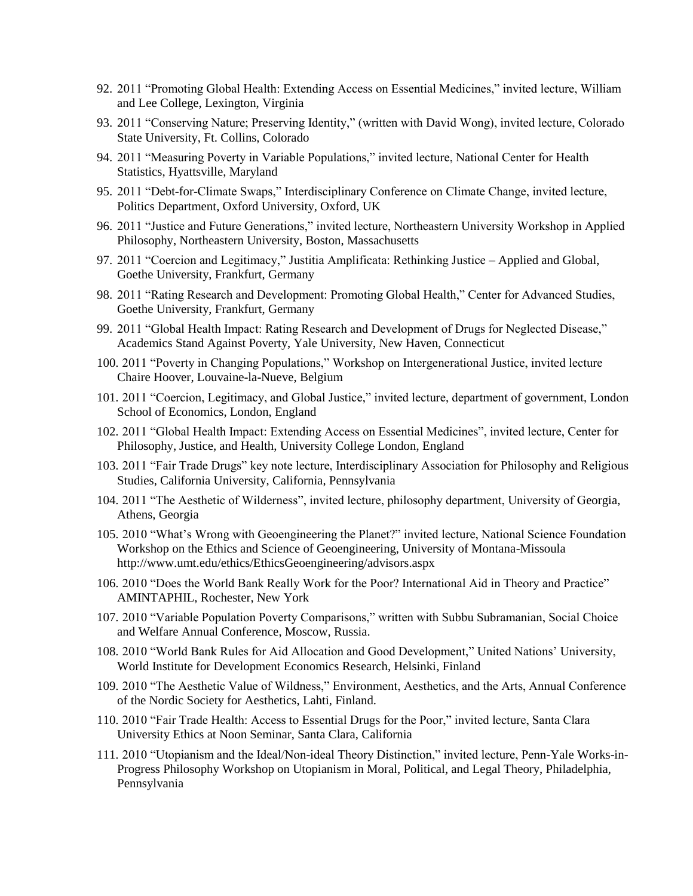92. 2011 “Promoting Global Health: Extending Access on Essential Medicines,” invited lecture, William and Lee College, Lexington, Virginia
93. 2011 “Conserving Nature; Preserving Identity,” (written with David Wong), invited lecture, Colorado State University, Ft. Collins, Colorado
94. 2011 “Measuring Poverty in Variable Populations,” invited lecture, National Center for Health Statistics, Hyattsville, Maryland
95. 2011 “Debt-for-Climate Swaps,” Interdisciplinary Conference on Climate Change, invited lecture, Politics Department, Oxford University, Oxford, UK
96. 2011 “Justice and Future Generations,” invited lecture, Northeastern University Workshop in Applied Philosophy, Northeastern University, Boston, Massachusetts
97. 2011 “Coercion and Legitimacy,” Justitia Amplificata: Rethinking Justice – Applied and Global, Goethe University, Frankfurt, Germany
98. 2011 “Rating Research and Development: Promoting Global Health,” Center for Advanced Studies, Goethe University, Frankfurt, Germany
99. 2011 “Global Health Impact: Rating Research and Development of Drugs for Neglected Disease,” Academics Stand Against Poverty, Yale University, New Haven, Connecticut
100. 2011 “Poverty in Changing Populations,” Workshop on Intergenerational Justice, invited lecture Chaire Hoover, Louvaine-la-Nueve, Belgium
101. 2011 “Coercion, Legitimacy, and Global Justice,” invited lecture, department of government, London School of Economics, London, England
102. 2011 “Global Health Impact: Extending Access on Essential Medicines”, invited lecture, Center for Philosophy, Justice, and Health, University College London, England
103. 2011 “Fair Trade Drugs” key note lecture, Interdisciplinary Association for Philosophy and Religious Studies, California University, California, Pennsylvania
104. 2011 “The Aesthetic of Wilderness”, invited lecture, philosophy department, University of Georgia, Athens, Georgia
105. 2010 “What’s Wrong with Geoengineering the Planet?” invited lecture, National Science Foundation Workshop on the Ethics and Science of Geoengineering, University of Montana-Missoula http://www.umt.edu/ethics/EthicsGeoengineering/advisors.aspx
106. 2010 “Does the World Bank Really Work for the Poor? International Aid in Theory and Practice” AMINTAPHIL, Rochester, New York
107. 2010 “Variable Population Poverty Comparisons,” written with Subbu Subramanian, Social Choice and Welfare Annual Conference, Moscow, Russia.
108. 2010 “World Bank Rules for Aid Allocation and Good Development,” United Nations’ University, World Institute for Development Economics Research, Helsinki, Finland
109. 2010 “The Aesthetic Value of Wildness,” Environment, Aesthetics, and the Arts, Annual Conference of the Nordic Society for Aesthetics, Lahti, Finland.
110. 2010 “Fair Trade Health: Access to Essential Drugs for the Poor,” invited lecture, Santa Clara University Ethics at Noon Seminar, Santa Clara, California
111. 2010 “Utopianism and the Ideal/Non-ideal Theory Distinction,” invited lecture, Penn-Yale Works-in-Progress Philosophy Workshop on Utopianism in Moral, Political, and Legal Theory, Philadelphia, Pennsylvania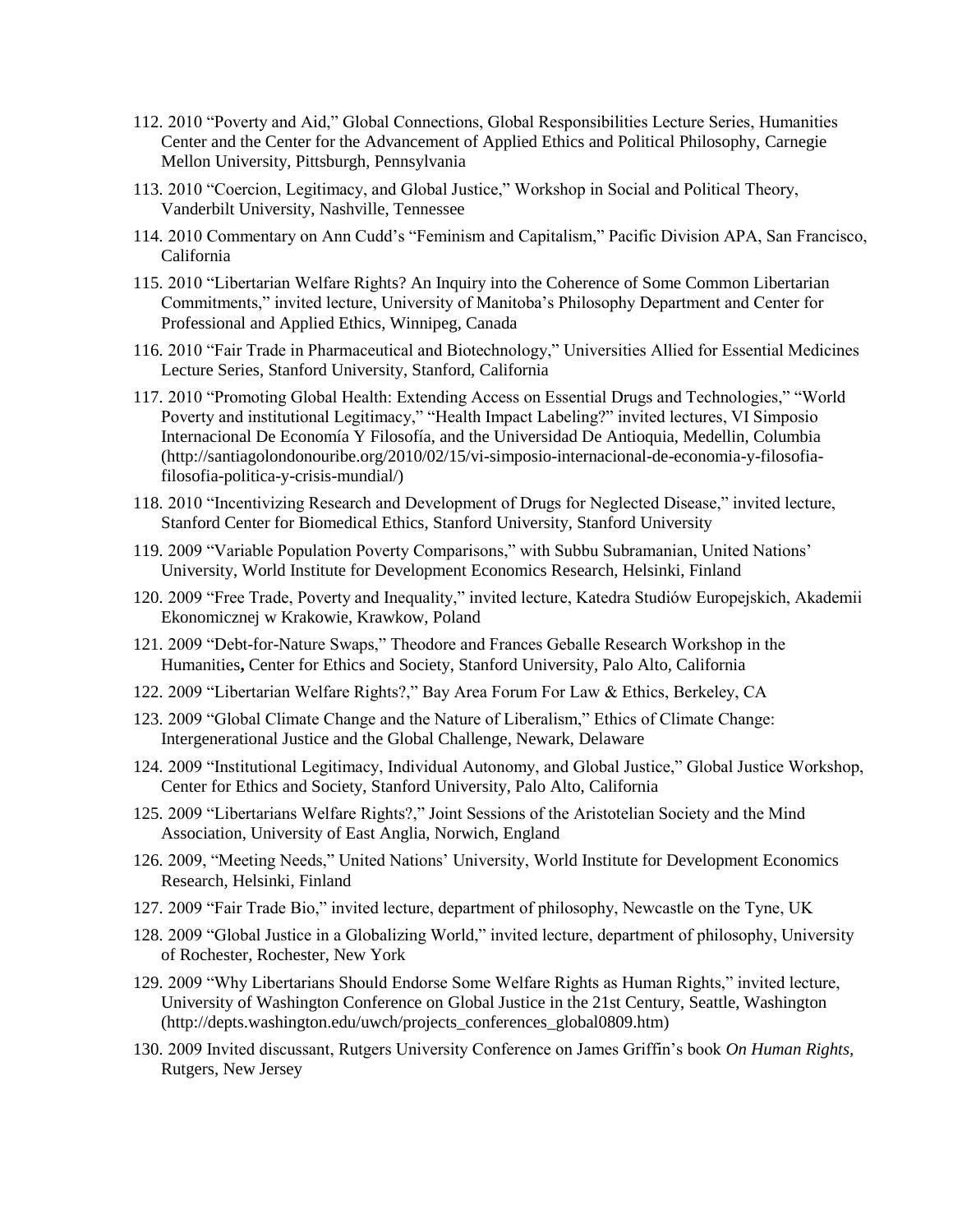112. 2010 "Poverty and Aid," Global Connections, Global Responsibilities Lecture Series, Humanities Center and the Center for the Advancement of Applied Ethics and Political Philosophy, Carnegie Mellon University, Pittsburgh, Pennsylvania

113. 2010 "Coercion, Legitimacy, and Global Justice," Workshop in Social and Political Theory, Vanderbilt University, Nashville, Tennessee

114. 2010 Commentary on Ann Cudd's "Feminism and Capitalism," Pacific Division APA, San Francisco, California

115. 2010 "Libertarian Welfare Rights? An Inquiry into the Coherence of Some Common Libertarian Commitments," invited lecture, University of Manitoba's Philosophy Department and Center for Professional and Applied Ethics, Winnipeg, Canada

116. 2010 "Fair Trade in Pharmaceutical and Biotechnology," Universities Allied for Essential Medicines Lecture Series, Stanford University, Stanford, California

117. 2010 "Promoting Global Health: Extending Access on Essential Drugs and Technologies," "World Poverty and institutional Legitimacy," "Health Impact Labeling?" invited lectures, VI Simposio Internacional De Economía Y Filosofía, and the Universidad De Antioquia, Medellin, Columbia (http://santiagolondonouribe.org/2010/02/15/vi-simposio-internacional-de-economia-y-filosofia-filosofia-politica-y-crisis-mundial/)

118. 2010 "Incentivizing Research and Development of Drugs for Neglected Disease," invited lecture, Stanford Center for Biomedical Ethics, Stanford University, Stanford University

119. 2009 "Variable Population Poverty Comparisons," with Subbu Subramanian, United Nations' University, World Institute for Development Economics Research, Helsinki, Finland

120. 2009 "Free Trade, Poverty and Inequality," invited lecture, Katedra Studiów Europejskich, Akademii Ekonomicznej w Krakowie, Krawkow, Poland

121. 2009 "Debt-for-Nature Swaps," Theodore and Frances Geballe Research Workshop in the Humanities**,** Center for Ethics and Society, Stanford University, Palo Alto, California

122. 2009 "Libertarian Welfare Rights?," Bay Area Forum For Law & Ethics, Berkeley, CA

123. 2009 "Global Climate Change and the Nature of Liberalism," Ethics of Climate Change: Intergenerational Justice and the Global Challenge, Newark, Delaware

124. 2009 "Institutional Legitimacy, Individual Autonomy, and Global Justice," Global Justice Workshop, Center for Ethics and Society, Stanford University, Palo Alto, California

125. 2009 "Libertarians Welfare Rights?," Joint Sessions of the Aristotelian Society and the Mind Association, University of East Anglia, Norwich, England

126. 2009, "Meeting Needs," United Nations' University, World Institute for Development Economics Research, Helsinki, Finland

127. 2009 "Fair Trade Bio," invited lecture, department of philosophy, Newcastle on the Tyne, UK

128. 2009 "Global Justice in a Globalizing World," invited lecture, department of philosophy, University of Rochester, Rochester, New York

129. 2009 "Why Libertarians Should Endorse Some Welfare Rights as Human Rights," invited lecture, University of Washington Conference on Global Justice in the 21st Century, Seattle, Washington (http://depts.washington.edu/uwch/projects_conferences_global0809.htm)

130. 2009 Invited discussant, Rutgers University Conference on James Griffin's book *On Human Rights,* Rutgers, New Jersey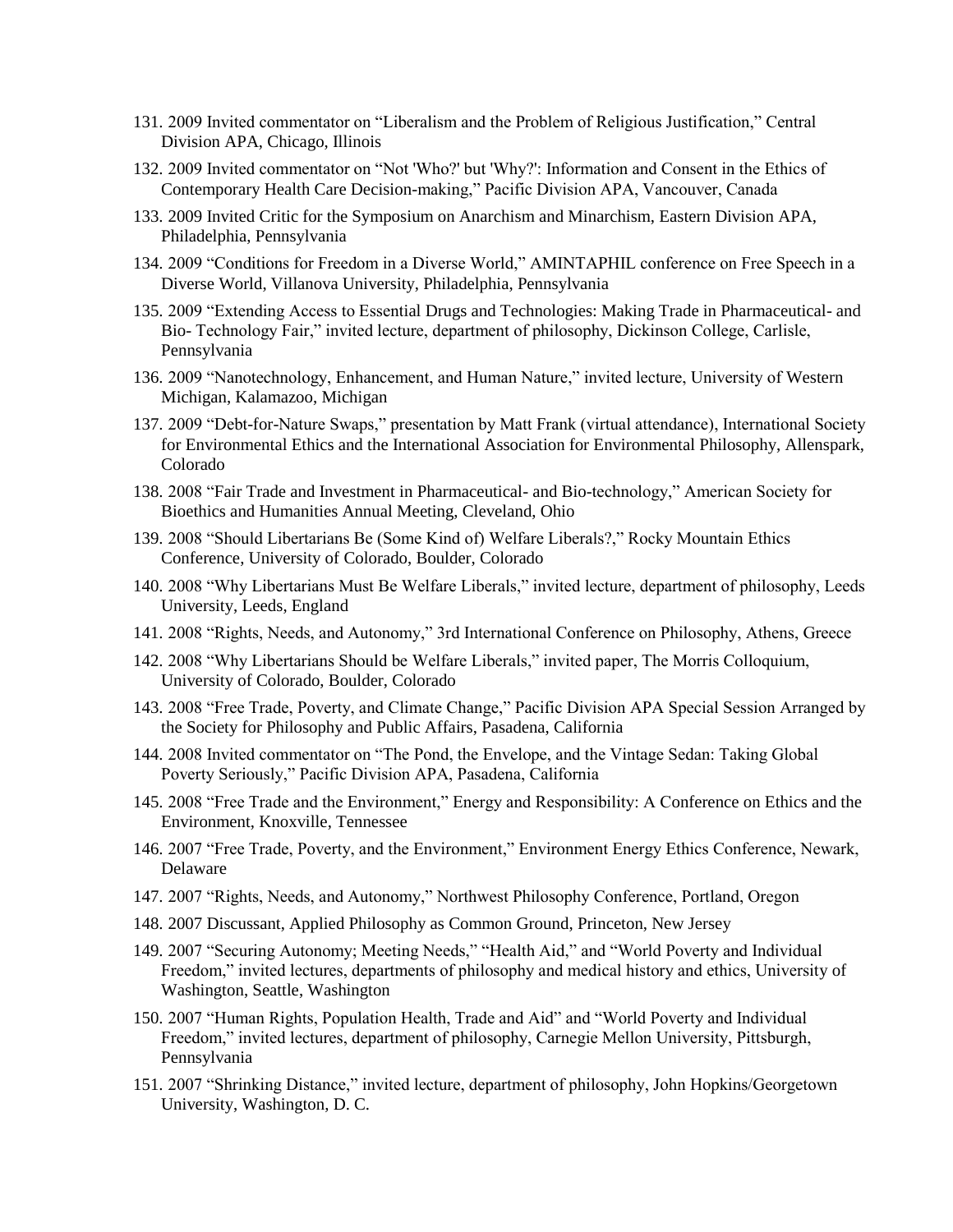131. 2009 Invited commentator on “Liberalism and the Problem of Religious Justification,” Central Division APA, Chicago, Illinois
132. 2009 Invited commentator on “Not 'Who?' but 'Why?': Information and Consent in the Ethics of Contemporary Health Care Decision-making,” Pacific Division APA, Vancouver, Canada
133. 2009 Invited Critic for the Symposium on Anarchism and Minarchism, Eastern Division APA, Philadelphia, Pennsylvania
134. 2009 “Conditions for Freedom in a Diverse World,” AMINTAPHIL conference on Free Speech in a Diverse World, Villanova University, Philadelphia, Pennsylvania
135. 2009 “Extending Access to Essential Drugs and Technologies: Making Trade in Pharmaceutical- and Bio- Technology Fair,” invited lecture, department of philosophy, Dickinson College, Carlisle, Pennsylvania
136. 2009 “Nanotechnology, Enhancement, and Human Nature,” invited lecture, University of Western Michigan, Kalamazoo, Michigan
137. 2009 “Debt-for-Nature Swaps,” presentation by Matt Frank (virtual attendance), International Society for Environmental Ethics and the International Association for Environmental Philosophy, Allenspark, Colorado
138. 2008 “Fair Trade and Investment in Pharmaceutical- and Bio-technology,” American Society for Bioethics and Humanities Annual Meeting, Cleveland, Ohio
139. 2008 “Should Libertarians Be (Some Kind of) Welfare Liberals?,” Rocky Mountain Ethics Conference, University of Colorado, Boulder, Colorado
140. 2008 “Why Libertarians Must Be Welfare Liberals,” invited lecture, department of philosophy, Leeds University, Leeds, England
141. 2008 “Rights, Needs, and Autonomy,” 3rd International Conference on Philosophy, Athens, Greece
142. 2008 “Why Libertarians Should be Welfare Liberals,” invited paper, The Morris Colloquium, University of Colorado, Boulder, Colorado
143. 2008 “Free Trade, Poverty, and Climate Change,” Pacific Division APA Special Session Arranged by the Society for Philosophy and Public Affairs, Pasadena, California
144. 2008 Invited commentator on “The Pond, the Envelope, and the Vintage Sedan: Taking Global Poverty Seriously,” Pacific Division APA, Pasadena, California
145. 2008 “Free Trade and the Environment,” Energy and Responsibility: A Conference on Ethics and the Environment, Knoxville, Tennessee
146. 2007 “Free Trade, Poverty, and the Environment,” Environment Energy Ethics Conference, Newark, Delaware
147. 2007 “Rights, Needs, and Autonomy,” Northwest Philosophy Conference, Portland, Oregon
148. 2007 Discussant, Applied Philosophy as Common Ground, Princeton, New Jersey
149. 2007 “Securing Autonomy; Meeting Needs,” “Health Aid,” and “World Poverty and Individual Freedom,” invited lectures, departments of philosophy and medical history and ethics, University of Washington, Seattle, Washington
150. 2007 “Human Rights, Population Health, Trade and Aid” and “World Poverty and Individual Freedom,” invited lectures, department of philosophy, Carnegie Mellon University, Pittsburgh, Pennsylvania
151. 2007 “Shrinking Distance,” invited lecture, department of philosophy, John Hopkins/Georgetown University, Washington, D. C.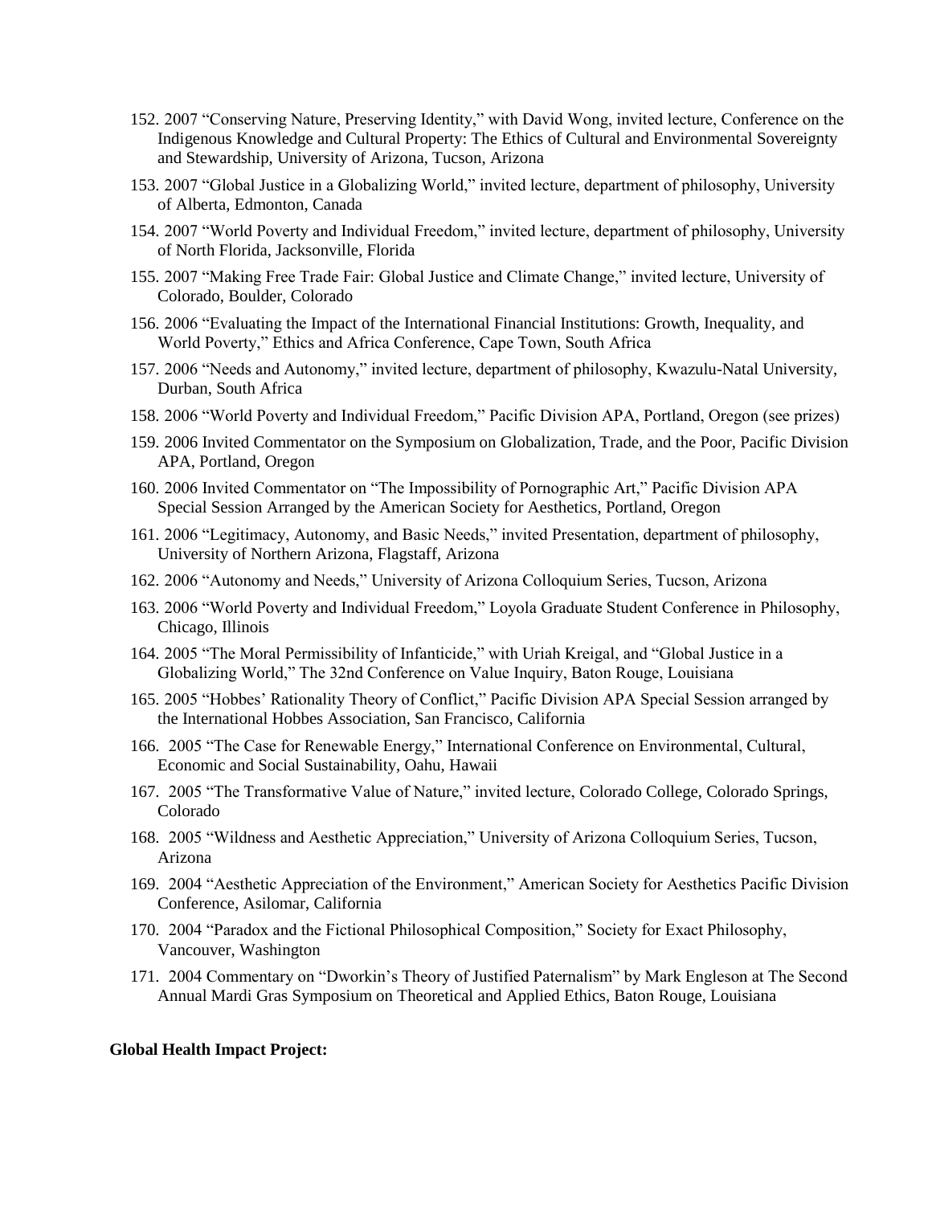152. 2007 "Conserving Nature, Preserving Identity," with David Wong, invited lecture, Conference on the Indigenous Knowledge and Cultural Property: The Ethics of Cultural and Environmental Sovereignty and Stewardship, University of Arizona, Tucson, Arizona
153. 2007 "Global Justice in a Globalizing World," invited lecture, department of philosophy, University of Alberta, Edmonton, Canada
154. 2007 "World Poverty and Individual Freedom," invited lecture, department of philosophy, University of North Florida, Jacksonville, Florida
155. 2007 "Making Free Trade Fair: Global Justice and Climate Change," invited lecture, University of Colorado, Boulder, Colorado
156. 2006 "Evaluating the Impact of the International Financial Institutions: Growth, Inequality, and World Poverty," Ethics and Africa Conference, Cape Town, South Africa
157. 2006 "Needs and Autonomy," invited lecture, department of philosophy, Kwazulu-Natal University, Durban, South Africa
158. 2006 "World Poverty and Individual Freedom," Pacific Division APA, Portland, Oregon (see prizes)
159. 2006 Invited Commentator on the Symposium on Globalization, Trade, and the Poor, Pacific Division APA, Portland, Oregon
160. 2006 Invited Commentator on "The Impossibility of Pornographic Art," Pacific Division APA Special Session Arranged by the American Society for Aesthetics, Portland, Oregon
161. 2006 "Legitimacy, Autonomy, and Basic Needs," invited Presentation, department of philosophy, University of Northern Arizona, Flagstaff, Arizona
162. 2006 "Autonomy and Needs," University of Arizona Colloquium Series, Tucson, Arizona
163. 2006 "World Poverty and Individual Freedom," Loyola Graduate Student Conference in Philosophy, Chicago, Illinois
164. 2005 "The Moral Permissibility of Infanticide," with Uriah Kreigal, and "Global Justice in a Globalizing World," The 32nd Conference on Value Inquiry, Baton Rouge, Louisiana
165. 2005 "Hobbes' Rationality Theory of Conflict," Pacific Division APA Special Session arranged by the International Hobbes Association, San Francisco, California
166. 2005 "The Case for Renewable Energy," International Conference on Environmental, Cultural, Economic and Social Sustainability, Oahu, Hawaii
167. 2005 "The Transformative Value of Nature," invited lecture, Colorado College, Colorado Springs, Colorado
168. 2005 "Wildness and Aesthetic Appreciation," University of Arizona Colloquium Series, Tucson, Arizona
169. 2004 "Aesthetic Appreciation of the Environment," American Society for Aesthetics Pacific Division Conference, Asilomar, California
170. 2004 "Paradox and the Fictional Philosophical Composition," Society for Exact Philosophy, Vancouver, Washington
171. 2004 Commentary on "Dworkin's Theory of Justified Paternalism" by Mark Engleson at The Second Annual Mardi Gras Symposium on Theoretical and Applied Ethics, Baton Rouge, Louisiana

**Global Health Impact Project:**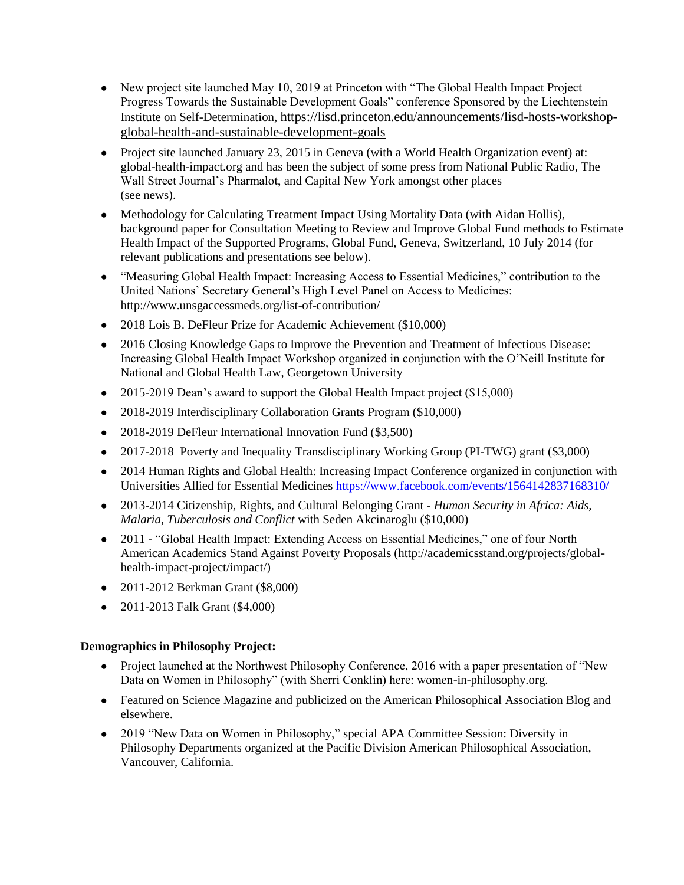- New project site launched May 10, 2019 at Princeton with "The Global Health Impact Project Progress Towards the Sustainable Development Goals" conference Sponsored by the Liechtenstein Institute on Self-Determination, https://lisd.princeton.edu/announcements/lisd-hosts-workshop-global-health-and-sustainable-development-goals
- Project site launched January 23, 2015 in Geneva (with a World Health Organization event) at: global-health-impact.org and has been the subject of some press from National Public Radio, The Wall Street Journal's Pharmalot, and Capital New York amongst other places (see news).
- Methodology for Calculating Treatment Impact Using Mortality Data (with Aidan Hollis), background paper for Consultation Meeting to Review and Improve Global Fund methods to Estimate Health Impact of the Supported Programs, Global Fund, Geneva, Switzerland, 10 July 2014 (for relevant publications and presentations see below).
- "Measuring Global Health Impact: Increasing Access to Essential Medicines," contribution to the United Nations' Secretary General's High Level Panel on Access to Medicines: http://www.unsgaccessmeds.org/list-of-contribution/
- 2018 Lois B. DeFleur Prize for Academic Achievement ($10,000)
- 2016 Closing Knowledge Gaps to Improve the Prevention and Treatment of Infectious Disease: Increasing Global Health Impact Workshop organized in conjunction with the O'Neill Institute for National and Global Health Law, Georgetown University
- 2015-2019 Dean's award to support the Global Health Impact project ($15,000)
- 2018-2019 Interdisciplinary Collaboration Grants Program ($10,000)
- 2018-2019 DeFleur International Innovation Fund ($3,500)
- 2017-2018 Poverty and Inequality Transdisciplinary Working Group (PI-TWG) grant ($3,000)
- 2014 Human Rights and Global Health: Increasing Impact Conference organized in conjunction with Universities Allied for Essential Medicines https://www.facebook.com/events/1564142837168310/
- 2013-2014 Citizenship, Rights, and Cultural Belonging Grant - *Human Security in Africa: Aids, Malaria, Tuberculosis and Conflict* with Seden Akcinaroglu ($10,000)
- 2011 - "Global Health Impact: Extending Access on Essential Medicines," one of four North American Academics Stand Against Poverty Proposals (http://academicsstand.org/projects/global-health-impact-project/impact/)
- 2011-2012 Berkman Grant ($8,000)
- 2011-2013 Falk Grant ($4,000)

**Demographics in Philosophy Project:**

- Project launched at the Northwest Philosophy Conference, 2016 with a paper presentation of "New Data on Women in Philosophy" (with Sherri Conklin) here: women-in-philosophy.org.
- Featured on Science Magazine and publicized on the American Philosophical Association Blog and elsewhere.
- 2019 "New Data on Women in Philosophy," special APA Committee Session: Diversity in Philosophy Departments organized at the Pacific Division American Philosophical Association, Vancouver, California.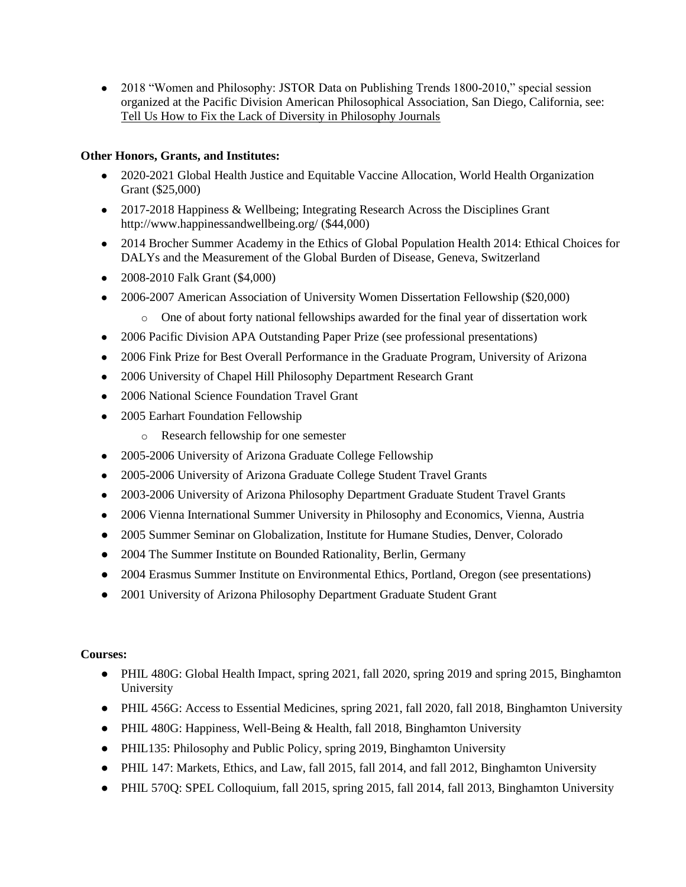- 2018 "Women and Philosophy: JSTOR Data on Publishing Trends 1800-2010," special session organized at the Pacific Division American Philosophical Association, San Diego, California, see: Tell Us How to Fix the Lack of Diversity in Philosophy Journals

**Other Honors, Grants, and Institutes:**

- 2020-2021 Global Health Justice and Equitable Vaccine Allocation, World Health Organization Grant ($25,000)
- 2017-2018 Happiness & Wellbeing; Integrating Research Across the Disciplines Grant http://www.happinessandwellbeing.org/ ($44,000)
- 2014 Brocher Summer Academy in the Ethics of Global Population Health 2014: Ethical Choices for DALYs and the Measurement of the Global Burden of Disease, Geneva, Switzerland
- 2008-2010 Falk Grant ($4,000)
- 2006-2007 American Association of University Women Dissertation Fellowship ($20,000)
    - One of about forty national fellowships awarded for the final year of dissertation work
- 2006 Pacific Division APA Outstanding Paper Prize (see professional presentations)
- 2006 Fink Prize for Best Overall Performance in the Graduate Program, University of Arizona
- 2006 University of Chapel Hill Philosophy Department Research Grant
- 2006 National Science Foundation Travel Grant
- 2005 Earhart Foundation Fellowship
    - Research fellowship for one semester
- 2005-2006 University of Arizona Graduate College Fellowship
- 2005-2006 University of Arizona Graduate College Student Travel Grants
- 2003-2006 University of Arizona Philosophy Department Graduate Student Travel Grants
- 2006 Vienna International Summer University in Philosophy and Economics, Vienna, Austria
- 2005 Summer Seminar on Globalization, Institute for Humane Studies, Denver, Colorado
- 2004 The Summer Institute on Bounded Rationality, Berlin, Germany
- 2004 Erasmus Summer Institute on Environmental Ethics, Portland, Oregon (see presentations)
- 2001 University of Arizona Philosophy Department Graduate Student Grant

**Courses:**

- PHIL 480G: Global Health Impact, spring 2021, fall 2020, spring 2019 and spring 2015, Binghamton University
- PHIL 456G: Access to Essential Medicines, spring 2021, fall 2020, fall 2018, Binghamton University
- PHIL 480G: Happiness, Well-Being & Health, fall 2018, Binghamton University
- PHIL135: Philosophy and Public Policy, spring 2019, Binghamton University
- PHIL 147: Markets, Ethics, and Law, fall 2015, fall 2014, and fall 2012, Binghamton University
- PHIL 570Q: SPEL Colloquium, fall 2015, spring 2015, fall 2014, fall 2013, Binghamton University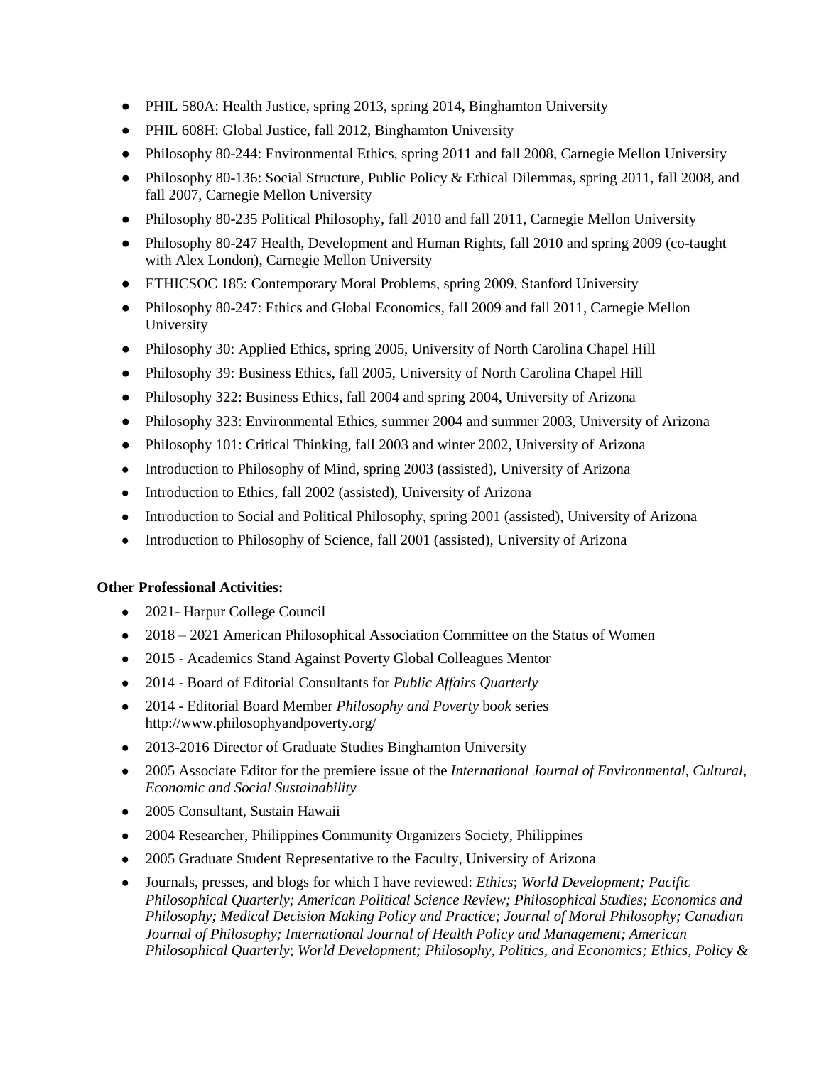- PHIL 580A: Health Justice, spring 2013, spring 2014, Binghamton University
- PHIL 608H: Global Justice, fall 2012, Binghamton University
- Philosophy 80-244: Environmental Ethics, spring 2011 and fall 2008, Carnegie Mellon University
- Philosophy 80-136: Social Structure, Public Policy & Ethical Dilemmas, spring 2011, fall 2008, and fall 2007, Carnegie Mellon University
- Philosophy 80-235 Political Philosophy, fall 2010 and fall 2011, Carnegie Mellon University
- Philosophy 80-247 Health, Development and Human Rights, fall 2010 and spring 2009 (co-taught with Alex London), Carnegie Mellon University
- ETHICSOC 185: Contemporary Moral Problems, spring 2009, Stanford University
- Philosophy 80-247: Ethics and Global Economics, fall 2009 and fall 2011, Carnegie Mellon University
- Philosophy 30: Applied Ethics, spring 2005, University of North Carolina Chapel Hill
- Philosophy 39: Business Ethics, fall 2005, University of North Carolina Chapel Hill
- Philosophy 322: Business Ethics, fall 2004 and spring 2004, University of Arizona
- Philosophy 323: Environmental Ethics, summer 2004 and summer 2003, University of Arizona
- Philosophy 101: Critical Thinking, fall 2003 and winter 2002, University of Arizona
- Introduction to Philosophy of Mind, spring 2003 (assisted), University of Arizona
- Introduction to Ethics, fall 2002 (assisted), University of Arizona
- Introduction to Social and Political Philosophy, spring 2001 (assisted), University of Arizona
- Introduction to Philosophy of Science, fall 2001 (assisted), University of Arizona

**Other Professional Activities:**

- 2021- Harpur College Council
- 2018 – 2021 American Philosophical Association Committee on the Status of Women
- 2015 - Academics Stand Against Poverty Global Colleagues Mentor
- 2014 - Board of Editorial Consultants for *Public Affairs Quarterly*
- 2014 - Editorial Board Member *Philosophy and Poverty* bo*ok* series http://www.philosophyandpoverty.org/
- 2013-2016 Director of Graduate Studies Binghamton University
- 2005 Associate Editor for the premiere issue of the *International Journal of Environmental, Cultural, Economic and Social Sustainability*
- 2005 Consultant, Sustain Hawaii
- 2004 Researcher, Philippines Community Organizers Society, Philippines
- 2005 Graduate Student Representative to the Faculty, University of Arizona
- Journals, presses, and blogs for which I have reviewed: *Ethics*; *World Development; Pacific Philosophical Quarterly; American Political Science Review; Philosophical Studies; Economics and Philosophy; Medical Decision Making Policy and Practice; Journal of Moral Philosophy; Canadian Journal of Philosophy; International Journal of Health Policy and Management; American Philosophical Quarterly*; *World Development; Philosophy, Politics, and Economics; Ethics, Policy &*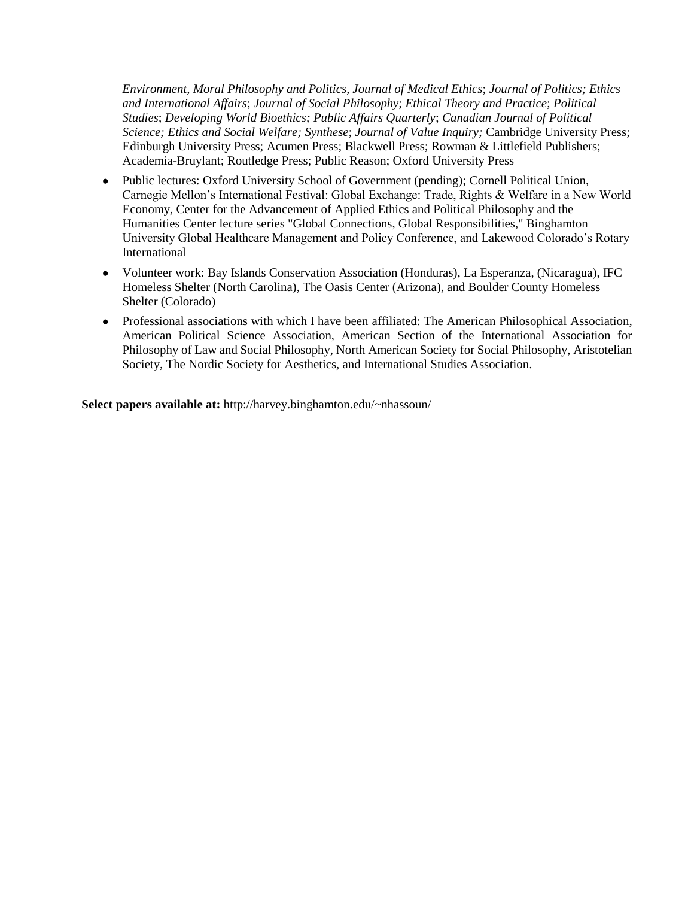*Environment, Moral Philosophy and Politics, Journal of Medical Ethics*; *Journal of Politics; Ethics and International Affairs*; *Journal of Social Philosophy*; *Ethical Theory and Practice*; *Political Studies*; *Developing World Bioethics; Public Affairs Quarterly*; *Canadian Journal of Political Science; Ethics and Social Welfare; Synthese*; *Journal of Value Inquiry;* Cambridge University Press; Edinburgh University Press; Acumen Press; Blackwell Press; Rowman & Littlefield Publishers; Academia-Bruylant; Routledge Press; Public Reason; Oxford University Press

- Public lectures: Oxford University School of Government (pending); Cornell Political Union, Carnegie Mellon's International Festival: Global Exchange: Trade, Rights & Welfare in a New World Economy, Center for the Advancement of Applied Ethics and Political Philosophy and the Humanities Center lecture series "Global Connections, Global Responsibilities," Binghamton University Global Healthcare Management and Policy Conference, and Lakewood Colorado's Rotary International
- Volunteer work: Bay Islands Conservation Association (Honduras), La Esperanza, (Nicaragua), IFC Homeless Shelter (North Carolina), The Oasis Center (Arizona), and Boulder County Homeless Shelter (Colorado)
- Professional associations with which I have been affiliated: The American Philosophical Association, American Political Science Association, American Section of the International Association for Philosophy of Law and Social Philosophy, North American Society for Social Philosophy, Aristotelian Society, The Nordic Society for Aesthetics, and International Studies Association.

**Select papers available at:** http://harvey.binghamton.edu/~nhassoun/